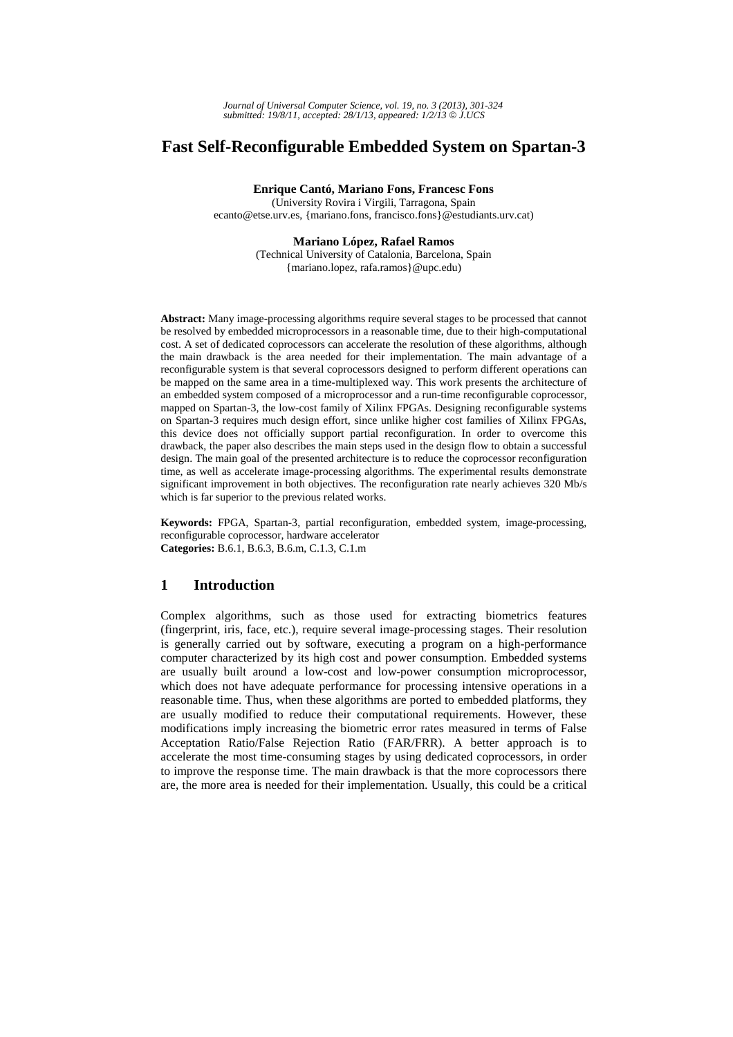# Fast Self-Reconfigurable Embedded System on Spartan-3

**Enrique Cantó, Mariano Fons, Francesc Fons**
(University Rovira i Virgili, Tarragona, Spain
ecanto@etse.urv.es, {mariano.fons, francisco.fons}@estudiants.urv.cat)

**Mariano López, Rafael Ramos**
(Technical University of Catalonia, Barcelona, Spain
{mariano.lopez, rafa.ramos}@upc.edu)

**Abstract:** Many image-processing algorithms require several stages to be processed that cannot be resolved by embedded microprocessors in a reasonable time, due to their high-computational cost. A set of dedicated coprocessors can accelerate the resolution of these algorithms, although the main drawback is the area needed for their implementation. The main advantage of a reconfigurable system is that several coprocessors designed to perform different operations can be mapped on the same area in a time-multiplexed way. This work presents the architecture of an embedded system composed of a microprocessor and a run-time reconfigurable coprocessor, mapped on Spartan-3, the low-cost family of Xilinx FPGAs. Designing reconfigurable systems on Spartan-3 requires much design effort, since unlike higher cost families of Xilinx FPGAs, this device does not officially support partial reconfiguration. In order to overcome this drawback, the paper also describes the main steps used in the design flow to obtain a successful design. The main goal of the presented architecture is to reduce the coprocessor reconfiguration time, as well as accelerate image-processing algorithms. The experimental results demonstrate significant improvement in both objectives. The reconfiguration rate nearly achieves 320 Mb/s which is far superior to the previous related works.

**Keywords:** FPGA, Spartan-3, partial reconfiguration, embedded system, image-processing, reconfigurable coprocessor, hardware accelerator
**Categories:** B.6.1, B.6.3, B.6.m, C.1.3, C.1.m

## 1 Introduction

Complex algorithms, such as those used for extracting biometrics features (fingerprint, iris, face, etc.), require several image-processing stages. Their resolution is generally carried out by software, executing a program on a high-performance computer characterized by its high cost and power consumption. Embedded systems are usually built around a low-cost and low-power consumption microprocessor, which does not have adequate performance for processing intensive operations in a reasonable time. Thus, when these algorithms are ported to embedded platforms, they are usually modified to reduce their computational requirements. However, these modifications imply increasing the biometric error rates measured in terms of False Acceptation Ratio/False Rejection Ratio (FAR/FRR). A better approach is to accelerate the most time-consuming stages by using dedicated coprocessors, in order to improve the response time. The main drawback is that the more coprocessors there are, the more area is needed for their implementation. Usually, this could be a critical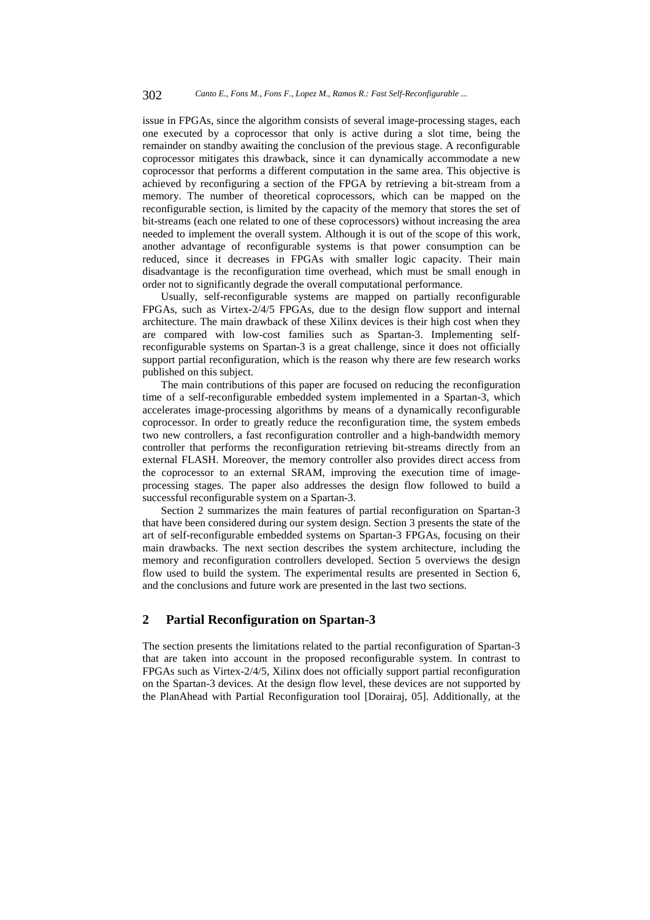issue in FPGAs, since the algorithm consists of several image-processing stages, each one executed by a coprocessor that only is active during a slot time, being the remainder on standby awaiting the conclusion of the previous stage. A reconfigurable coprocessor mitigates this drawback, since it can dynamically accommodate a new coprocessor that performs a different computation in the same area. This objective is achieved by reconfiguring a section of the FPGA by retrieving a bit-stream from a memory. The number of theoretical coprocessors, which can be mapped on the reconfigurable section, is limited by the capacity of the memory that stores the set of bit-streams (each one related to one of these coprocessors) without increasing the area needed to implement the overall system. Although it is out of the scope of this work, another advantage of reconfigurable systems is that power consumption can be reduced, since it decreases in FPGAs with smaller logic capacity. Their main disadvantage is the reconfiguration time overhead, which must be small enough in order not to significantly degrade the overall computational performance.

Usually, self-reconfigurable systems are mapped on partially reconfigurable FPGAs, such as Virtex-2/4/5 FPGAs, due to the design flow support and internal architecture. The main drawback of these Xilinx devices is their high cost when they are compared with low-cost families such as Spartan-3. Implementing self-reconfigurable systems on Spartan-3 is a great challenge, since it does not officially support partial reconfiguration, which is the reason why there are few research works published on this subject.

The main contributions of this paper are focused on reducing the reconfiguration time of a self-reconfigurable embedded system implemented in a Spartan-3, which accelerates image-processing algorithms by means of a dynamically reconfigurable coprocessor. In order to greatly reduce the reconfiguration time, the system embeds two new controllers, a fast reconfiguration controller and a high-bandwidth memory controller that performs the reconfiguration retrieving bit-streams directly from an external FLASH. Moreover, the memory controller also provides direct access from the coprocessor to an external SRAM, improving the execution time of image-processing stages. The paper also addresses the design flow followed to build a successful reconfigurable system on a Spartan-3.

Section 2 summarizes the main features of partial reconfiguration on Spartan-3 that have been considered during our system design. Section 3 presents the state of the art of self-reconfigurable embedded systems on Spartan-3 FPGAs, focusing on their main drawbacks. The next section describes the system architecture, including the memory and reconfiguration controllers developed. Section 5 overviews the design flow used to build the system. The experimental results are presented in Section 6, and the conclusions and future work are presented in the last two sections.

## 2 Partial Reconfiguration on Spartan-3

The section presents the limitations related to the partial reconfiguration of Spartan-3 that are taken into account in the proposed reconfigurable system. In contrast to FPGAs such as Virtex-2/4/5, Xilinx does not officially support partial reconfiguration on the Spartan-3 devices. At the design flow level, these devices are not supported by the PlanAhead with Partial Reconfiguration tool [Dorairaj, 05]. Additionally, at the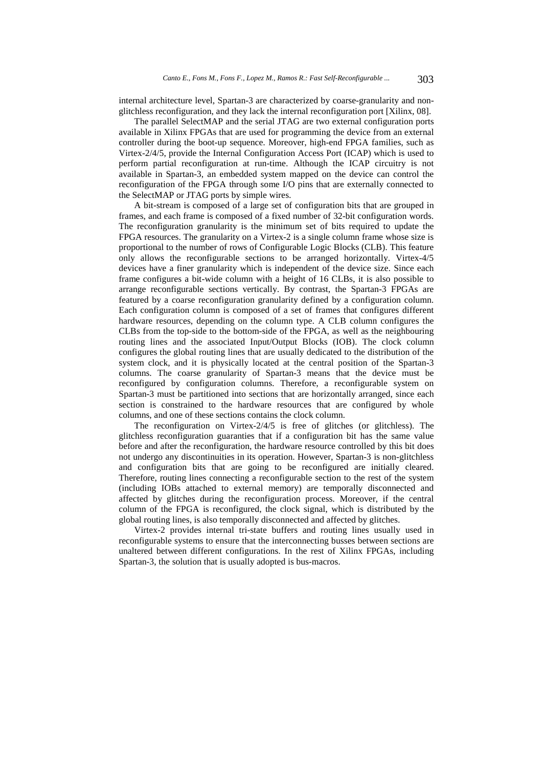internal architecture level, Spartan-3 are characterized by coarse-granularity and non-glitchless reconfiguration, and they lack the internal reconfiguration port [Xilinx, 08].

The parallel SelectMAP and the serial JTAG are two external configuration ports available in Xilinx FPGAs that are used for programming the device from an external controller during the boot-up sequence. Moreover, high-end FPGA families, such as Virtex-2/4/5, provide the Internal Configuration Access Port (ICAP) which is used to perform partial reconfiguration at run-time. Although the ICAP circuitry is not available in Spartan-3, an embedded system mapped on the device can control the reconfiguration of the FPGA through some I/O pins that are externally connected to the SelectMAP or JTAG ports by simple wires.

A bit-stream is composed of a large set of configuration bits that are grouped in frames, and each frame is composed of a fixed number of 32-bit configuration words. The reconfiguration granularity is the minimum set of bits required to update the FPGA resources. The granularity on a Virtex-2 is a single column frame whose size is proportional to the number of rows of Configurable Logic Blocks (CLB). This feature only allows the reconfigurable sections to be arranged horizontally. Virtex-4/5 devices have a finer granularity which is independent of the device size. Since each frame configures a bit-wide column with a height of 16 CLBs, it is also possible to arrange reconfigurable sections vertically. By contrast, the Spartan-3 FPGAs are featured by a coarse reconfiguration granularity defined by a configuration column. Each configuration column is composed of a set of frames that configures different hardware resources, depending on the column type. A CLB column configures the CLBs from the top-side to the bottom-side of the FPGA, as well as the neighbouring routing lines and the associated Input/Output Blocks (IOB). The clock column configures the global routing lines that are usually dedicated to the distribution of the system clock, and it is physically located at the central position of the Spartan-3 columns. The coarse granularity of Spartan-3 means that the device must be reconfigured by configuration columns. Therefore, a reconfigurable system on Spartan-3 must be partitioned into sections that are horizontally arranged, since each section is constrained to the hardware resources that are configured by whole columns, and one of these sections contains the clock column.

The reconfiguration on Virtex-2/4/5 is free of glitches (or glitchless). The glitchless reconfiguration guaranties that if a configuration bit has the same value before and after the reconfiguration, the hardware resource controlled by this bit does not undergo any discontinuities in its operation. However, Spartan-3 is non-glitchless and configuration bits that are going to be reconfigured are initially cleared. Therefore, routing lines connecting a reconfigurable section to the rest of the system (including IOBs attached to external memory) are temporally disconnected and affected by glitches during the reconfiguration process. Moreover, if the central column of the FPGA is reconfigured, the clock signal, which is distributed by the global routing lines, is also temporally disconnected and affected by glitches.

Virtex-2 provides internal tri-state buffers and routing lines usually used in reconfigurable systems to ensure that the interconnecting busses between sections are unaltered between different configurations. In the rest of Xilinx FPGAs, including Spartan-3, the solution that is usually adopted is bus-macros.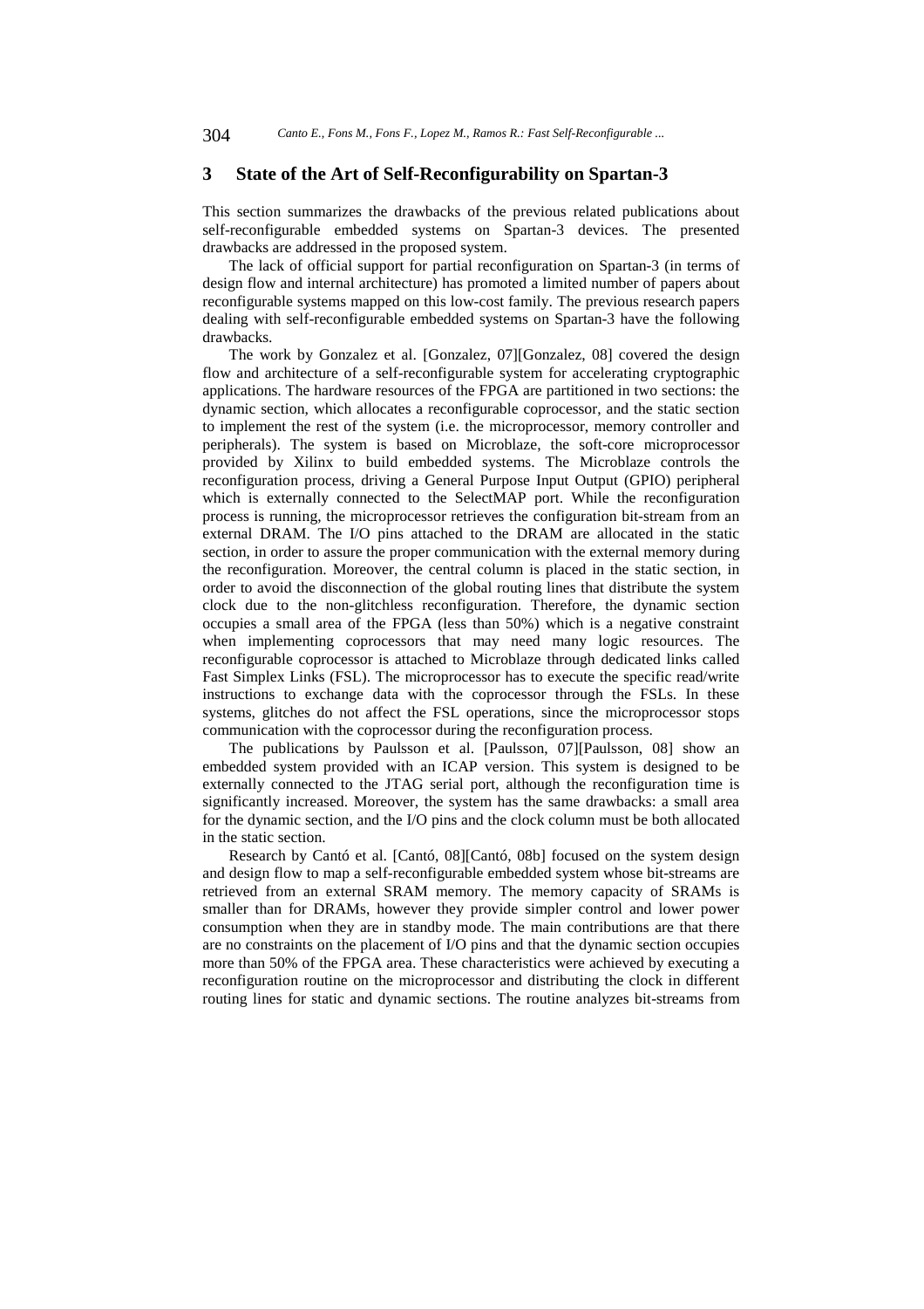## 3 State of the Art of Self-Reconfigurability on Spartan-3

This section summarizes the drawbacks of the previous related publications about self-reconfigurable embedded systems on Spartan-3 devices. The presented drawbacks are addressed in the proposed system.

The lack of official support for partial reconfiguration on Spartan-3 (in terms of design flow and internal architecture) has promoted a limited number of papers about reconfigurable systems mapped on this low-cost family. The previous research papers dealing with self-reconfigurable embedded systems on Spartan-3 have the following drawbacks.

The work by Gonzalez et al. [Gonzalez, 07][Gonzalez, 08] covered the design flow and architecture of a self-reconfigurable system for accelerating cryptographic applications. The hardware resources of the FPGA are partitioned in two sections: the dynamic section, which allocates a reconfigurable coprocessor, and the static section to implement the rest of the system (i.e. the microprocessor, memory controller and peripherals). The system is based on Microblaze, the soft-core microprocessor provided by Xilinx to build embedded systems. The Microblaze controls the reconfiguration process, driving a General Purpose Input Output (GPIO) peripheral which is externally connected to the SelectMAP port. While the reconfiguration process is running, the microprocessor retrieves the configuration bit-stream from an external DRAM. The I/O pins attached to the DRAM are allocated in the static section, in order to assure the proper communication with the external memory during the reconfiguration. Moreover, the central column is placed in the static section, in order to avoid the disconnection of the global routing lines that distribute the system clock due to the non-glitchless reconfiguration. Therefore, the dynamic section occupies a small area of the FPGA (less than 50%) which is a negative constraint when implementing coprocessors that may need many logic resources. The reconfigurable coprocessor is attached to Microblaze through dedicated links called Fast Simplex Links (FSL). The microprocessor has to execute the specific read/write instructions to exchange data with the coprocessor through the FSLs. In these systems, glitches do not affect the FSL operations, since the microprocessor stops communication with the coprocessor during the reconfiguration process.

The publications by Paulsson et al. [Paulsson, 07][Paulsson, 08] show an embedded system provided with an ICAP version. This system is designed to be externally connected to the JTAG serial port, although the reconfiguration time is significantly increased. Moreover, the system has the same drawbacks: a small area for the dynamic section, and the I/O pins and the clock column must be both allocated in the static section.

Research by Cantó et al. [Cantó, 08][Cantó, 08b] focused on the system design and design flow to map a self-reconfigurable embedded system whose bit-streams are retrieved from an external SRAM memory. The memory capacity of SRAMs is smaller than for DRAMs, however they provide simpler control and lower power consumption when they are in standby mode. The main contributions are that there are no constraints on the placement of I/O pins and that the dynamic section occupies more than 50% of the FPGA area. These characteristics were achieved by executing a reconfiguration routine on the microprocessor and distributing the clock in different routing lines for static and dynamic sections. The routine analyzes bit-streams from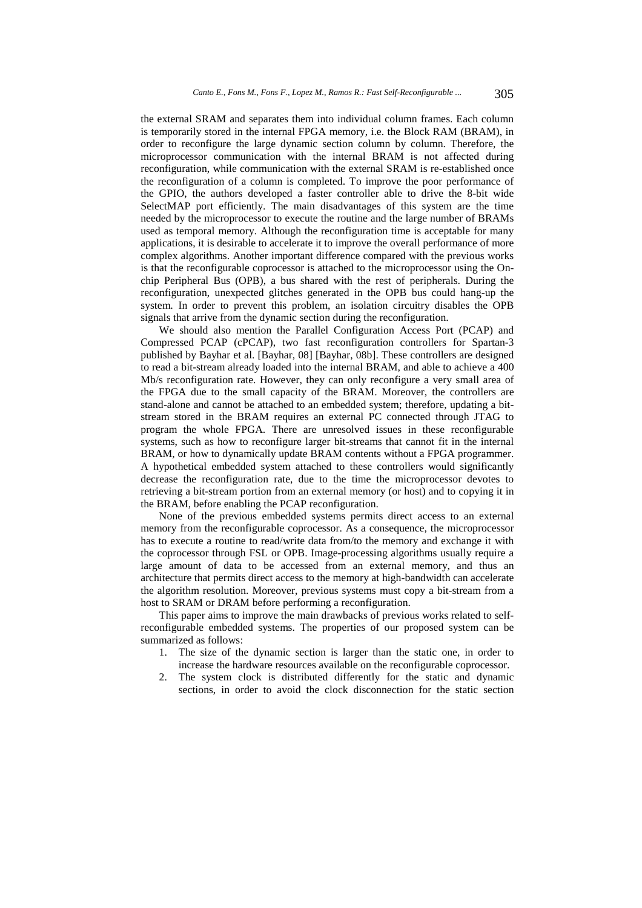the external SRAM and separates them into individual column frames. Each column is temporarily stored in the internal FPGA memory, i.e. the Block RAM (BRAM), in order to reconfigure the large dynamic section column by column. Therefore, the microprocessor communication with the internal BRAM is not affected during reconfiguration, while communication with the external SRAM is re-established once the reconfiguration of a column is completed. To improve the poor performance of the GPIO, the authors developed a faster controller able to drive the 8-bit wide SelectMAP port efficiently. The main disadvantages of this system are the time needed by the microprocessor to execute the routine and the large number of BRAMs used as temporal memory. Although the reconfiguration time is acceptable for many applications, it is desirable to accelerate it to improve the overall performance of more complex algorithms. Another important difference compared with the previous works is that the reconfigurable coprocessor is attached to the microprocessor using the On-chip Peripheral Bus (OPB), a bus shared with the rest of peripherals. During the reconfiguration, unexpected glitches generated in the OPB bus could hang-up the system. In order to prevent this problem, an isolation circuitry disables the OPB signals that arrive from the dynamic section during the reconfiguration.

We should also mention the Parallel Configuration Access Port (PCAP) and Compressed PCAP (cPCAP), two fast reconfiguration controllers for Spartan-3 published by Bayhar et al. [Bayhar, 08] [Bayhar, 08b]. These controllers are designed to read a bit-stream already loaded into the internal BRAM, and able to achieve a 400 Mb/s reconfiguration rate. However, they can only reconfigure a very small area of the FPGA due to the small capacity of the BRAM. Moreover, the controllers are stand-alone and cannot be attached to an embedded system; therefore, updating a bit-stream stored in the BRAM requires an external PC connected through JTAG to program the whole FPGA. There are unresolved issues in these reconfigurable systems, such as how to reconfigure larger bit-streams that cannot fit in the internal BRAM, or how to dynamically update BRAM contents without a FPGA programmer. A hypothetical embedded system attached to these controllers would significantly decrease the reconfiguration rate, due to the time the microprocessor devotes to retrieving a bit-stream portion from an external memory (or host) and to copying it in the BRAM, before enabling the PCAP reconfiguration.

None of the previous embedded systems permits direct access to an external memory from the reconfigurable coprocessor. As a consequence, the microprocessor has to execute a routine to read/write data from/to the memory and exchange it with the coprocessor through FSL or OPB. Image-processing algorithms usually require a large amount of data to be accessed from an external memory, and thus an architecture that permits direct access to the memory at high-bandwidth can accelerate the algorithm resolution. Moreover, previous systems must copy a bit-stream from a host to SRAM or DRAM before performing a reconfiguration.

This paper aims to improve the main drawbacks of previous works related to self-reconfigurable embedded systems. The properties of our proposed system can be summarized as follows:

1. The size of the dynamic section is larger than the static one, in order to increase the hardware resources available on the reconfigurable coprocessor.
2. The system clock is distributed differently for the static and dynamic sections, in order to avoid the clock disconnection for the static section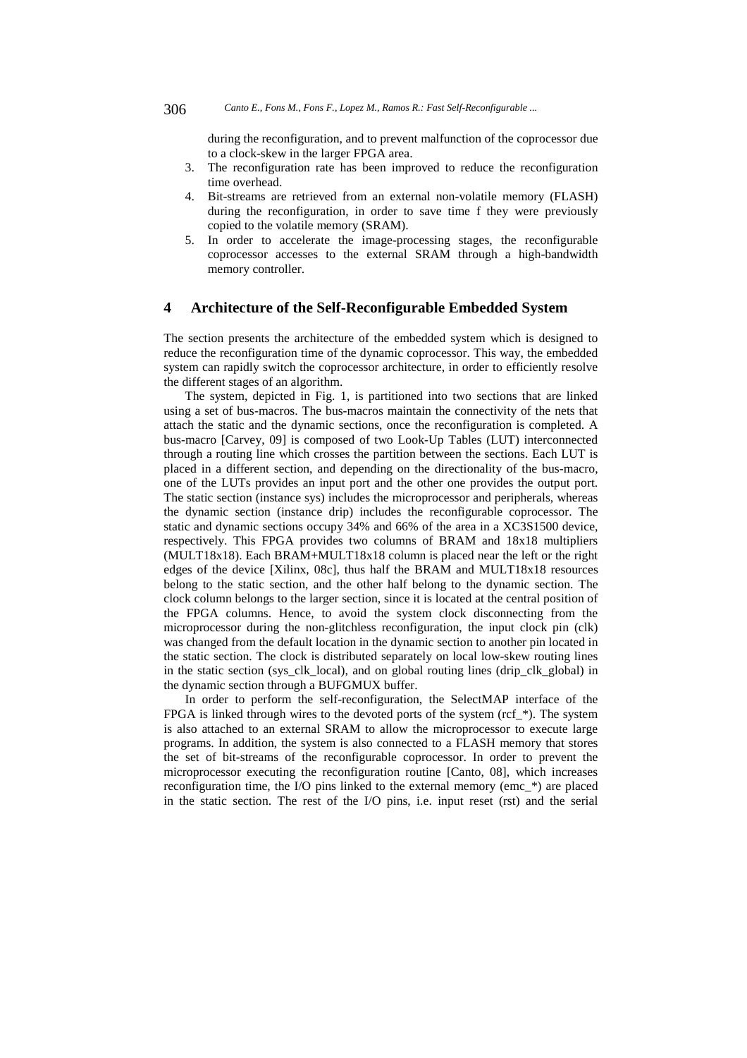during the reconfiguration, and to prevent malfunction of the coprocessor due to a clock-skew in the larger FPGA area.

3. The reconfiguration rate has been improved to reduce the reconfiguration time overhead.
4. Bit-streams are retrieved from an external non-volatile memory (FLASH) during the reconfiguration, in order to save time f they were previously copied to the volatile memory (SRAM).
5. In order to accelerate the image-processing stages, the reconfigurable coprocessor accesses to the external SRAM through a high-bandwidth memory controller.

## 4 Architecture of the Self-Reconfigurable Embedded System

The section presents the architecture of the embedded system which is designed to reduce the reconfiguration time of the dynamic coprocessor. This way, the embedded system can rapidly switch the coprocessor architecture, in order to efficiently resolve the different stages of an algorithm.

The system, depicted in Fig. 1, is partitioned into two sections that are linked using a set of bus-macros. The bus-macros maintain the connectivity of the nets that attach the static and the dynamic sections, once the reconfiguration is completed. A bus-macro [Carvey, 09] is composed of two Look-Up Tables (LUT) interconnected through a routing line which crosses the partition between the sections. Each LUT is placed in a different section, and depending on the directionality of the bus-macro, one of the LUTs provides an input port and the other one provides the output port. The static section (instance sys) includes the microprocessor and peripherals, whereas the dynamic section (instance drip) includes the reconfigurable coprocessor. The static and dynamic sections occupy 34% and 66% of the area in a XC3S1500 device, respectively. This FPGA provides two columns of BRAM and 18x18 multipliers (MULT18x18). Each BRAM+MULT18x18 column is placed near the left or the right edges of the device [Xilinx, 08c], thus half the BRAM and MULT18x18 resources belong to the static section, and the other half belong to the dynamic section. The clock column belongs to the larger section, since it is located at the central position of the FPGA columns. Hence, to avoid the system clock disconnecting from the microprocessor during the non-glitchless reconfiguration, the input clock pin (clk) was changed from the default location in the dynamic section to another pin located in the static section. The clock is distributed separately on local low-skew routing lines in the static section (sys_clk_local), and on global routing lines (drip_clk_global) in the dynamic section through a BUFGMUX buffer.

In order to perform the self-reconfiguration, the SelectMAP interface of the FPGA is linked through wires to the devoted ports of the system (rcf_*). The system is also attached to an external SRAM to allow the microprocessor to execute large programs. In addition, the system is also connected to a FLASH memory that stores the set of bit-streams of the reconfigurable coprocessor. In order to prevent the microprocessor executing the reconfiguration routine [Canto, 08], which increases reconfiguration time, the I/O pins linked to the external memory (emc_*) are placed in the static section. The rest of the I/O pins, i.e. input reset (rst) and the serial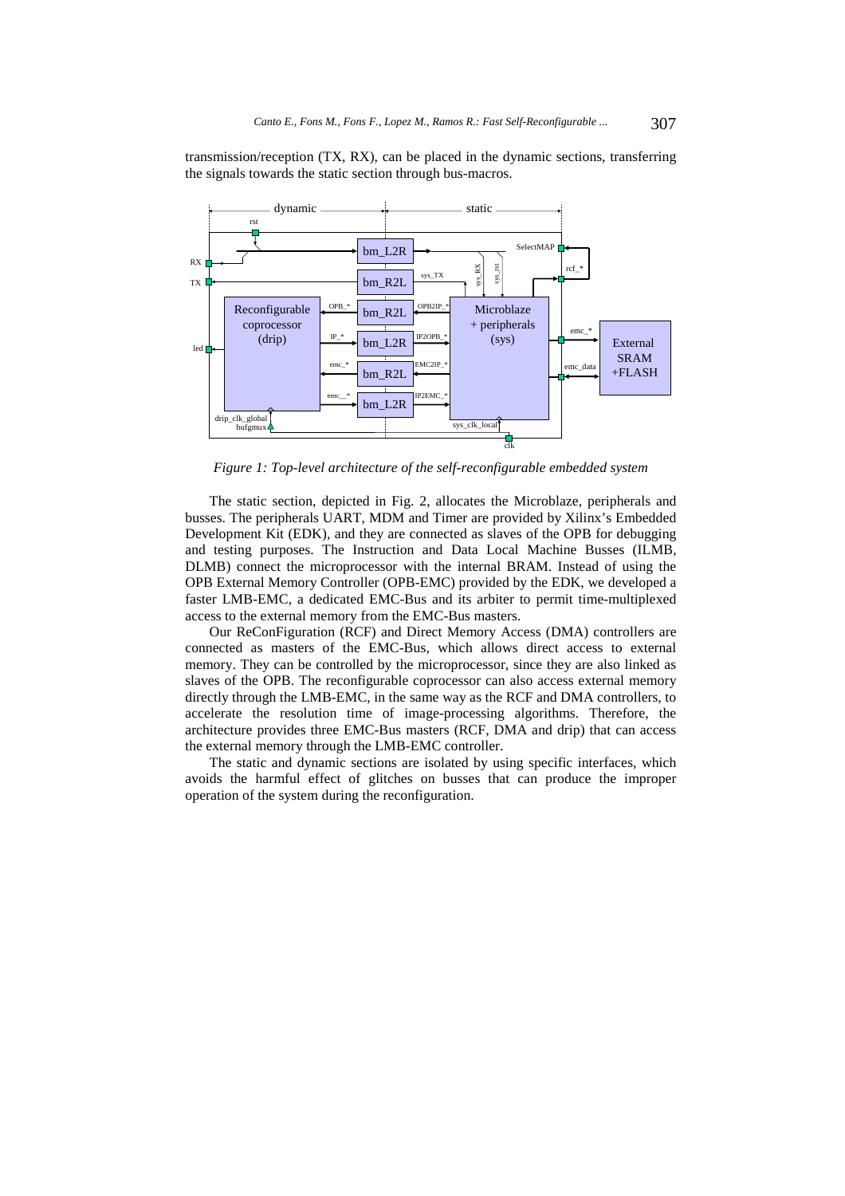transmission/reception (TX, RX), can be placed in the dynamic sections, transferring the signals towards the static section through bus-macros.

*Figure 1: Top-level architecture of the self-reconfigurable embedded system*

The static section, depicted in Fig. 2, allocates the Microblaze, peripherals and busses. The peripherals UART, MDM and Timer are provided by Xilinx's Embedded Development Kit (EDK), and they are connected as slaves of the OPB for debugging and testing purposes. The Instruction and Data Local Machine Busses (ILMB, DLMB) connect the microprocessor with the internal BRAM. Instead of using the OPB External Memory Controller (OPB-EMC) provided by the EDK, we developed a faster LMB-EMC, a dedicated EMC-Bus and its arbiter to permit time-multiplexed access to the external memory from the EMC-Bus masters.

Our ReConFiguration (RCF) and Direct Memory Access (DMA) controllers are connected as masters of the EMC-Bus, which allows direct access to external memory. They can be controlled by the microprocessor, since they are also linked as slaves of the OPB. The reconfigurable coprocessor can also access external memory directly through the LMB-EMC, in the same way as the RCF and DMA controllers, to accelerate the resolution time of image-processing algorithms. Therefore, the architecture provides three EMC-Bus masters (RCF, DMA and drip) that can access the external memory through the LMB-EMC controller.

The static and dynamic sections are isolated by using specific interfaces, which avoids the harmful effect of glitches on busses that can produce the improper operation of the system during the reconfiguration.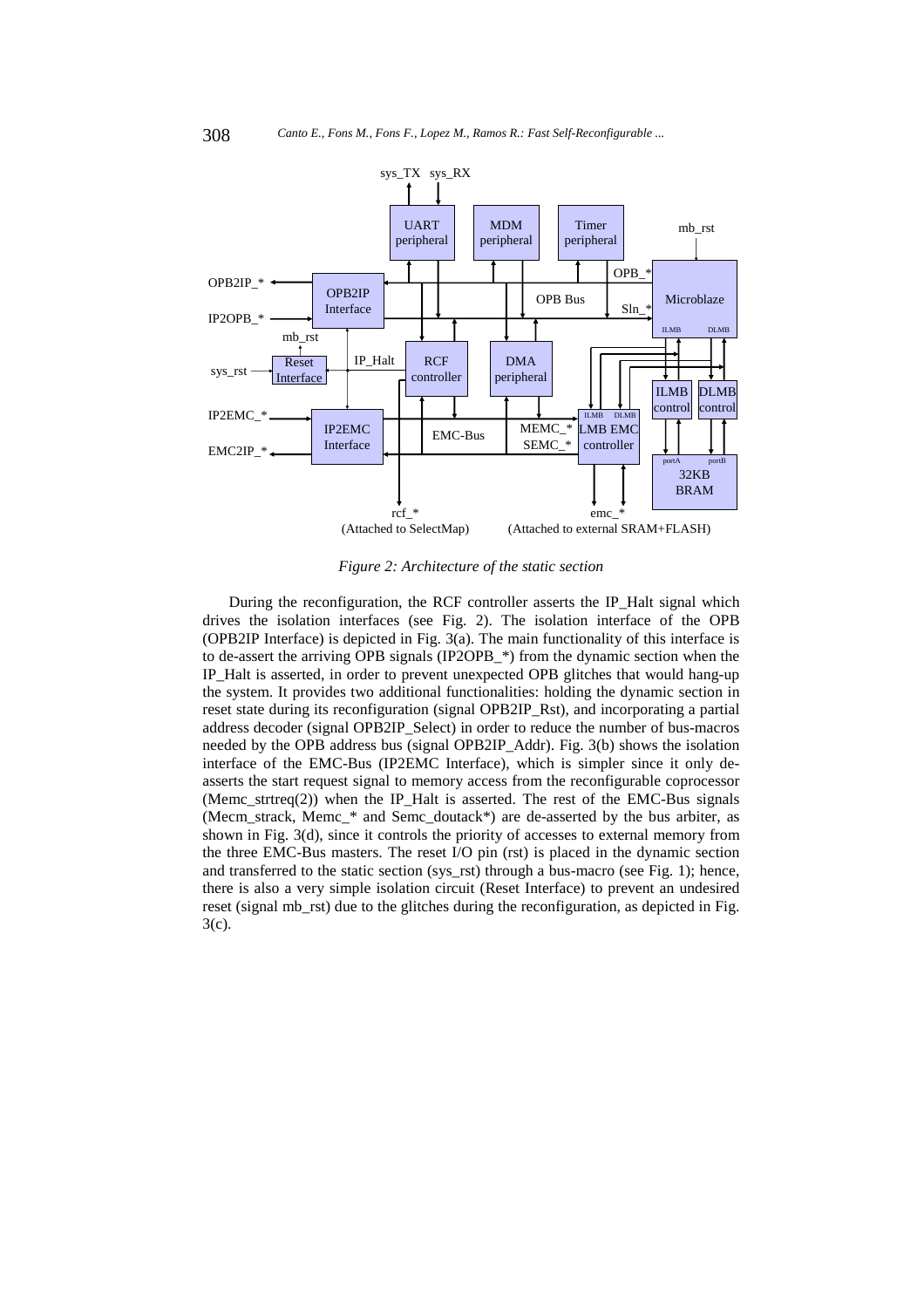*Figure 2: Architecture of the static section*

During the reconfiguration, the RCF controller asserts the IP_Halt signal which drives the isolation interfaces (see Fig. 2). The isolation interface of the OPB (OPB2IP Interface) is depicted in Fig. 3(a). The main functionality of this interface is to de-assert the arriving OPB signals (IP2OPB_*) from the dynamic section when the IP_Halt is asserted, in order to prevent unexpected OPB glitches that would hang-up the system. It provides two additional functionalities: holding the dynamic section in reset state during its reconfiguration (signal OPB2IP_Rst), and incorporating a partial address decoder (signal OPB2IP_Select) in order to reduce the number of bus-macros needed by the OPB address bus (signal OPB2IP_Addr). Fig. 3(b) shows the isolation interface of the EMC-Bus (IP2EMC Interface), which is simpler since it only de-asserts the start request signal to memory access from the reconfigurable coprocessor (Memc_strtreq(2)) when the IP_Halt is asserted. The rest of the EMC-Bus signals (Mecm_strack, Memc_* and Semc_doutack*) are de-asserted by the bus arbiter, as shown in Fig. 3(d), since it controls the priority of accesses to external memory from the three EMC-Bus masters. The reset I/O pin (rst) is placed in the dynamic section and transferred to the static section (sys_rst) through a bus-macro (see Fig. 1); hence, there is also a very simple isolation circuit (Reset Interface) to prevent an undesired reset (signal mb_rst) due to the glitches during the reconfiguration, as depicted in Fig. 3(c).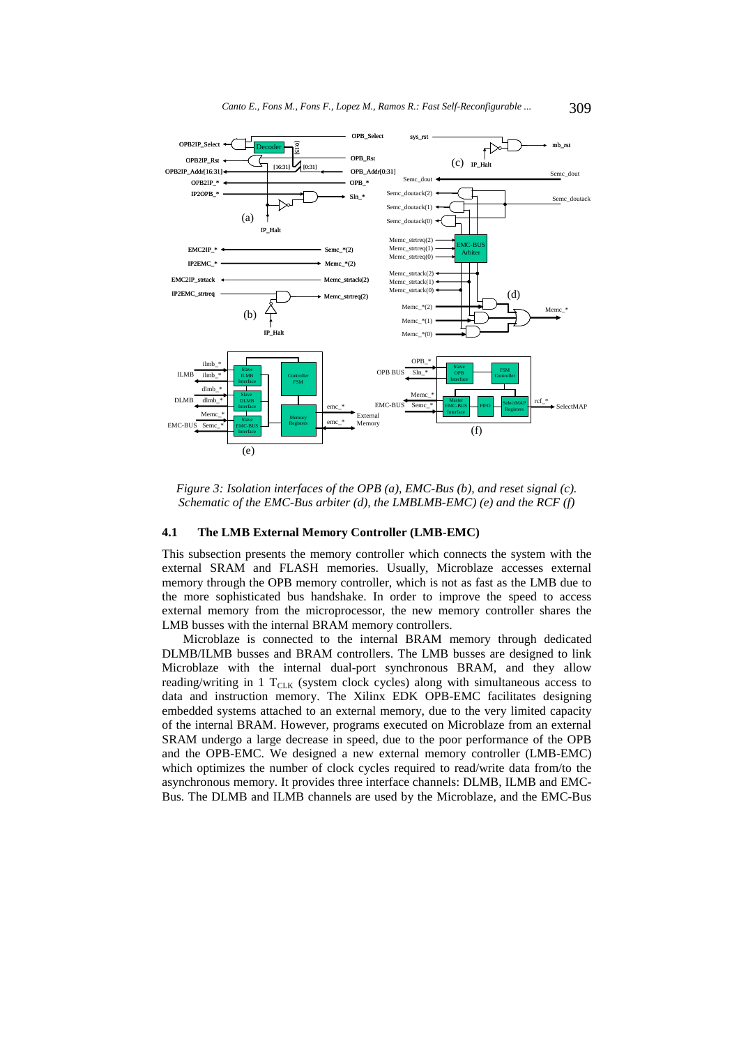*Figure 3: Isolation interfaces of the OPB (a), EMC-Bus (b), and reset signal (c). Schematic of the EMC-Bus arbiter (d), the LMBLMB-EMC) (e) and the RCF (f)*

### 4.1 The LMB External Memory Controller (LMB-EMC)

This subsection presents the memory controller which connects the system with the external SRAM and FLASH memories. Usually, Microblaze accesses external memory through the OPB memory controller, which is not as fast as the LMB due to the more sophisticated bus handshake. In order to improve the speed to access external memory from the microprocessor, the new memory controller shares the LMB busses with the internal BRAM memory controllers.

Microblaze is connected to the internal BRAM memory through dedicated DLMB/ILMB busses and BRAM controllers. The LMB busses are designed to link Microblaze with the internal dual-port synchronous BRAM, and they allow reading/writing in 1 $T_{CLK}$ (system clock cycles) along with simultaneous access to data and instruction memory. The Xilinx EDK OPB-EMC facilitates designing embedded systems attached to an external memory, due to the very limited capacity of the internal BRAM. However, programs executed on Microblaze from an external SRAM undergo a large decrease in speed, due to the poor performance of the OPB and the OPB-EMC. We designed a new external memory controller (LMB-EMC) which optimizes the number of clock cycles required to read/write data from/to the asynchronous memory. It provides three interface channels: DLMB, ILMB and EMC-Bus. The DLMB and ILMB channels are used by the Microblaze, and the EMC-Bus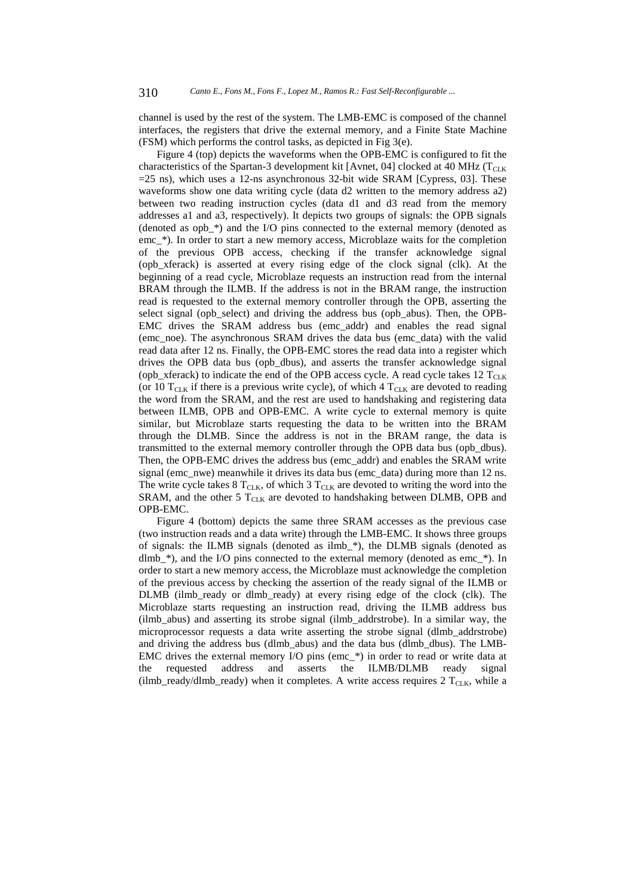channel is used by the rest of the system. The LMB-EMC is composed of the channel interfaces, the registers that drive the external memory, and a Finite State Machine (FSM) which performs the control tasks, as depicted in Fig 3(e).

Figure 4 (top) depicts the waveforms when the OPB-EMC is configured to fit the characteristics of the Spartan-3 development kit [Avnet, 04] clocked at 40 MHz ($T_{CLK}$ =25 ns), which uses a 12-ns asynchronous 32-bit wide SRAM [Cypress, 03]. These waveforms show one data writing cycle (data d2 written to the memory address a2) between two reading instruction cycles (data d1 and d3 read from the memory addresses a1 and a3, respectively). It depicts two groups of signals: the OPB signals (denoted as opb_*) and the I/O pins connected to the external memory (denoted as emc_*). In order to start a new memory access, Microblaze waits for the completion of the previous OPB access, checking if the transfer acknowledge signal (opb_xferack) is asserted at every rising edge of the clock signal (clk). At the beginning of a read cycle, Microblaze requests an instruction read from the internal BRAM through the ILMB. If the address is not in the BRAM range, the instruction read is requested to the external memory controller through the OPB, asserting the select signal (opb_select) and driving the address bus (opb_abus). Then, the OPB-EMC drives the SRAM address bus (emc_addr) and enables the read signal (emc_noe). The asynchronous SRAM drives the data bus (emc_data) with the valid read data after 12 ns. Finally, the OPB-EMC stores the read data into a register which drives the OPB data bus (opb_dbus), and asserts the transfer acknowledge signal (opb_xferack) to indicate the end of the OPB access cycle. A read cycle takes 12 $T_{CLK}$ (or 10 $T_{CLK}$ if there is a previous write cycle), of which 4 $T_{CLK}$ are devoted to reading the word from the SRAM, and the rest are used to handshaking and registering data between ILMB, OPB and OPB-EMC. A write cycle to external memory is quite similar, but Microblaze starts requesting the data to be written into the BRAM through the DLMB. Since the address is not in the BRAM range, the data is transmitted to the external memory controller through the OPB data bus (opb_dbus). Then, the OPB-EMC drives the address bus (emc_addr) and enables the SRAM write signal (emc_nwe) meanwhile it drives its data bus (emc_data) during more than 12 ns. The write cycle takes 8 $T_{CLK}$, of which 3 $T_{CLK}$ are devoted to writing the word into the SRAM, and the other 5 $T_{CLK}$ are devoted to handshaking between DLMB, OPB and OPB-EMC.

Figure 4 (bottom) depicts the same three SRAM accesses as the previous case (two instruction reads and a data write) through the LMB-EMC. It shows three groups of signals: the ILMB signals (denoted as ilmb_*), the DLMB signals (denoted as dlmb_*), and the I/O pins connected to the external memory (denoted as emc_*). In order to start a new memory access, the Microblaze must acknowledge the completion of the previous access by checking the assertion of the ready signal of the ILMB or DLMB (ilmb_ready or dlmb_ready) at every rising edge of the clock (clk). The Microblaze starts requesting an instruction read, driving the ILMB address bus (ilmb_abus) and asserting its strobe signal (ilmb_addrstrobe). In a similar way, the microprocessor requests a data write asserting the strobe signal (dlmb_addrstrobe) and driving the address bus (dlmb_abus) and the data bus (dlmb_dbus). The LMB-EMC drives the external memory I/O pins (emc_*) in order to read or write data at the requested address and asserts the ILMB/DLMB ready signal (ilmb_ready/dlmb_ready) when it completes. A write access requires 2 $T_{CLK}$, while a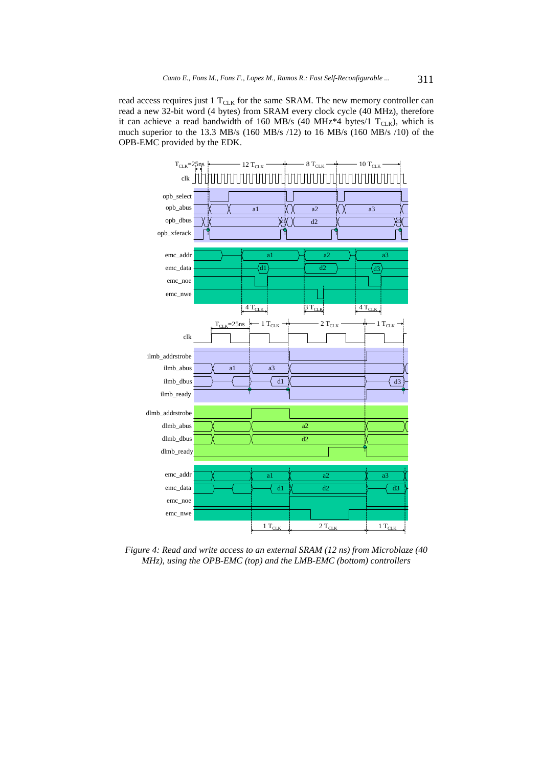read access requires just 1 $T_{CLK}$ for the same SRAM. The new memory controller can read a new 32-bit word (4 bytes) from SRAM every clock cycle (40 MHz), therefore it can achieve a read bandwidth of 160 MB/s (40 MHz*4 bytes/1 $T_{CLK}$), which is much superior to the 13.3 MB/s (160 MB/s /12) to 16 MB/s (160 MB/s /10) of the OPB-EMC provided by the EDK.

*Figure 4: Read and write access to an external SRAM (12 ns) from Microblaze (40 MHz), using the OPB-EMC (top) and the LMB-EMC (bottom) controllers*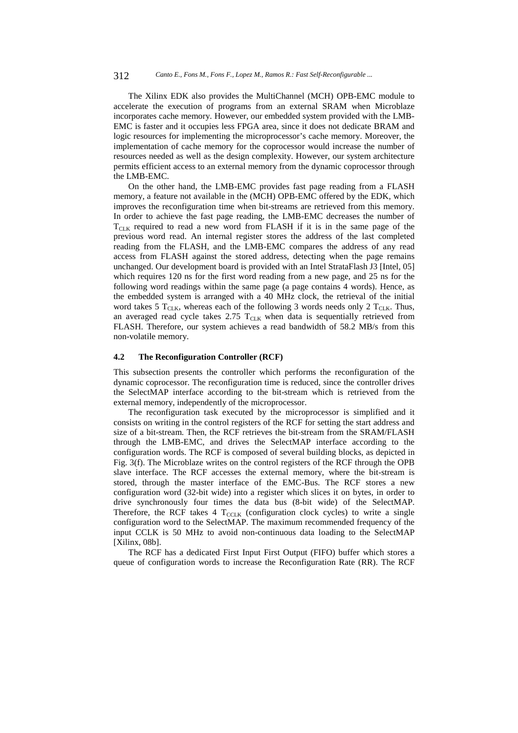The Xilinx EDK also provides the MultiChannel (MCH) OPB-EMC module to accelerate the execution of programs from an external SRAM when Microblaze incorporates cache memory. However, our embedded system provided with the LMB-EMC is faster and it occupies less FPGA area, since it does not dedicate BRAM and logic resources for implementing the microprocessor's cache memory. Moreover, the implementation of cache memory for the coprocessor would increase the number of resources needed as well as the design complexity. However, our system architecture permits efficient access to an external memory from the dynamic coprocessor through the LMB-EMC.

On the other hand, the LMB-EMC provides fast page reading from a FLASH memory, a feature not available in the (MCH) OPB-EMC offered by the EDK, which improves the reconfiguration time when bit-streams are retrieved from this memory. In order to achieve the fast page reading, the LMB-EMC decreases the number of $T_{CLK}$ required to read a new word from FLASH if it is in the same page of the previous word read. An internal register stores the address of the last completed reading from the FLASH, and the LMB-EMC compares the address of any read access from FLASH against the stored address, detecting when the page remains unchanged. Our development board is provided with an Intel StrataFlash J3 [Intel, 05] which requires 120 ns for the first word reading from a new page, and 25 ns for the following word readings within the same page (a page contains 4 words). Hence, as the embedded system is arranged with a 40 MHz clock, the retrieval of the initial word takes 5 $T_{CLK}$, whereas each of the following 3 words needs only 2 $T_{CLK}$. Thus, an averaged read cycle takes 2.75 $T_{CLK}$ when data is sequentially retrieved from FLASH. Therefore, our system achieves a read bandwidth of 58.2 MB/s from this non-volatile memory.

### 4.2 The Reconfiguration Controller (RCF)

This subsection presents the controller which performs the reconfiguration of the dynamic coprocessor. The reconfiguration time is reduced, since the controller drives the SelectMAP interface according to the bit-stream which is retrieved from the external memory, independently of the microprocessor.

The reconfiguration task executed by the microprocessor is simplified and it consists on writing in the control registers of the RCF for setting the start address and size of a bit-stream. Then, the RCF retrieves the bit-stream from the SRAM/FLASH through the LMB-EMC, and drives the SelectMAP interface according to the configuration words. The RCF is composed of several building blocks, as depicted in Fig. 3(f). The Microblaze writes on the control registers of the RCF through the OPB slave interface. The RCF accesses the external memory, where the bit-stream is stored, through the master interface of the EMC-Bus. The RCF stores a new configuration word (32-bit wide) into a register which slices it on bytes, in order to drive synchronously four times the data bus (8-bit wide) of the SelectMAP. Therefore, the RCF takes 4 $T_{CCLK}$ (configuration clock cycles) to write a single configuration word to the SelectMAP. The maximum recommended frequency of the input CCLK is 50 MHz to avoid non-continuous data loading to the SelectMAP [Xilinx, 08b].

The RCF has a dedicated First Input First Output (FIFO) buffer which stores a queue of configuration words to increase the Reconfiguration Rate (RR). The RCF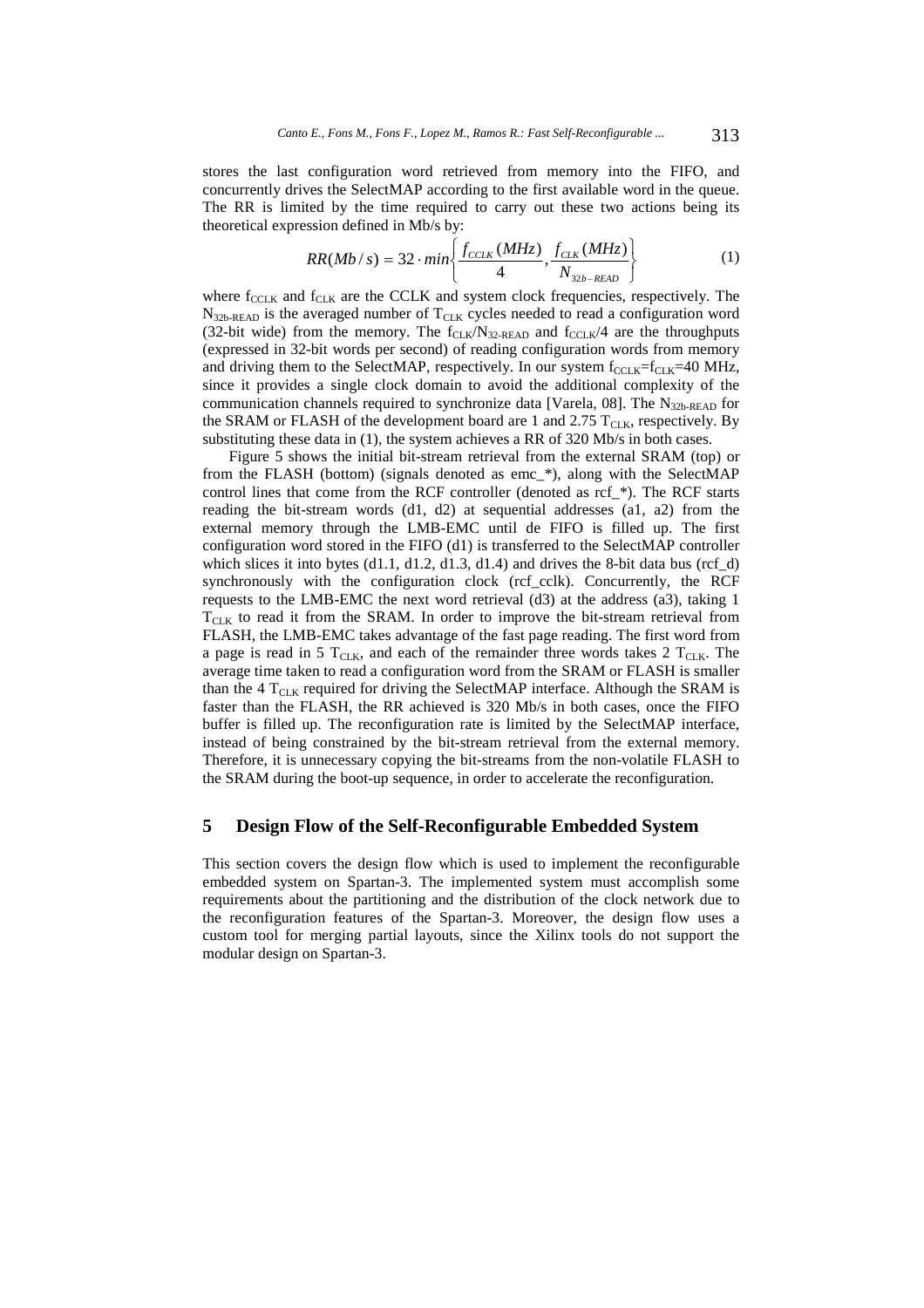stores the last configuration word retrieved from memory into the FIFO, and concurrently drives the SelectMAP according to the first available word in the queue. The RR is limited by the time required to carry out these two actions being its theoretical expression defined in Mb/s by:

$$RR(Mb/s) = 32 \cdot min\left\{ \frac{f_{CCLK}(MHz)}{4}, \frac{f_{CLK}(MHz)}{N_{32b-READ}} \right\} \tag{1}$$

where $f_{CCLK}$ and $f_{CLK}$ are the CCLK and system clock frequencies, respectively. The $N_{32b\text{-}READ}$ is the averaged number of $T_{CLK}$ cycles needed to read a configuration word (32-bit wide) from the memory. The $f_{CLK}/N_{32\text{-}READ}$ and $f_{CCLK}/4$ are the throughputs (expressed in 32-bit words per second) of reading configuration words from memory and driving them to the SelectMAP, respectively. In our system $f_{CCLK}=f_{CLK}=40$ MHz, since it provides a single clock domain to avoid the additional complexity of the communication channels required to synchronize data [Varela, 08]. The $N_{32b\text{-}READ}$ for the SRAM or FLASH of the development board are 1 and 2.75 $T_{CLK}$, respectively. By substituting these data in (1), the system achieves a RR of 320 Mb/s in both cases.

Figure 5 shows the initial bit-stream retrieval from the external SRAM (top) or from the FLASH (bottom) (signals denoted as emc_*), along with the SelectMAP control lines that come from the RCF controller (denoted as rcf_*). The RCF starts reading the bit-stream words (d1, d2) at sequential addresses (a1, a2) from the external memory through the LMB-EMC until de FIFO is filled up. The first configuration word stored in the FIFO (d1) is transferred to the SelectMAP controller which slices it into bytes (d1.1, d1.2, d1.3, d1.4) and drives the 8-bit data bus (rcf_d) synchronously with the configuration clock (rcf_cclk). Concurrently, the RCF requests to the LMB-EMC the next word retrieval (d3) at the address (a3), taking 1 $T_{CLK}$ to read it from the SRAM. In order to improve the bit-stream retrieval from FLASH, the LMB-EMC takes advantage of the fast page reading. The first word from a page is read in 5 $T_{CLK}$, and each of the remainder three words takes 2 $T_{CLK}$. The average time taken to read a configuration word from the SRAM or FLASH is smaller than the 4 $T_{CLK}$ required for driving the SelectMAP interface. Although the SRAM is faster than the FLASH, the RR achieved is 320 Mb/s in both cases, once the FIFO buffer is filled up. The reconfiguration rate is limited by the SelectMAP interface, instead of being constrained by the bit-stream retrieval from the external memory. Therefore, it is unnecessary copying the bit-streams from the non-volatile FLASH to the SRAM during the boot-up sequence, in order to accelerate the reconfiguration.

## 5 Design Flow of the Self-Reconfigurable Embedded System

This section covers the design flow which is used to implement the reconfigurable embedded system on Spartan-3. The implemented system must accomplish some requirements about the partitioning and the distribution of the clock network due to the reconfiguration features of the Spartan-3. Moreover, the design flow uses a custom tool for merging partial layouts, since the Xilinx tools do not support the modular design on Spartan-3.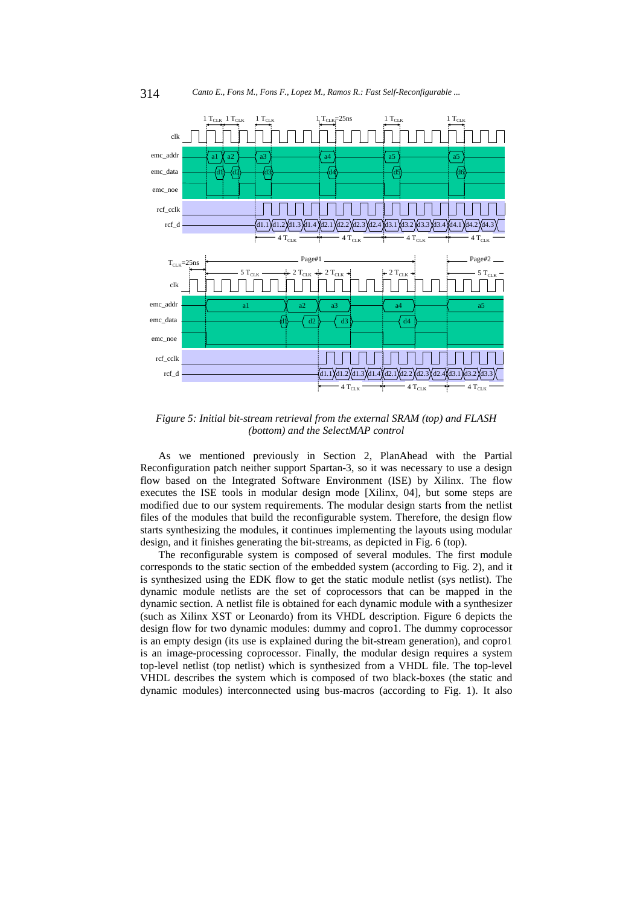*Figure 5: Initial bit-stream retrieval from the external SRAM (top) and FLASH (bottom) and the SelectMAP control*

As we mentioned previously in Section 2, PlanAhead with the Partial Reconfiguration patch neither support Spartan-3, so it was necessary to use a design flow based on the Integrated Software Environment (ISE) by Xilinx. The flow executes the ISE tools in modular design mode [Xilinx, 04], but some steps are modified due to our system requirements. The modular design starts from the netlist files of the modules that build the reconfigurable system. Therefore, the design flow starts synthesizing the modules, it continues implementing the layouts using modular design, and it finishes generating the bit-streams, as depicted in Fig. 6 (top).

The reconfigurable system is composed of several modules. The first module corresponds to the static section of the embedded system (according to Fig. 2), and it is synthesized using the EDK flow to get the static module netlist (sys netlist). The dynamic module netlists are the set of coprocessors that can be mapped in the dynamic section. A netlist file is obtained for each dynamic module with a synthesizer (such as Xilinx XST or Leonardo) from its VHDL description. Figure 6 depicts the design flow for two dynamic modules: dummy and copro1. The dummy coprocessor is an empty design (its use is explained during the bit-stream generation), and copro1 is an image-processing coprocessor. Finally, the modular design requires a system top-level netlist (top netlist) which is synthesized from a VHDL file. The top-level VHDL describes the system which is composed of two black-boxes (the static and dynamic modules) interconnected using bus-macros (according to Fig. 1). It also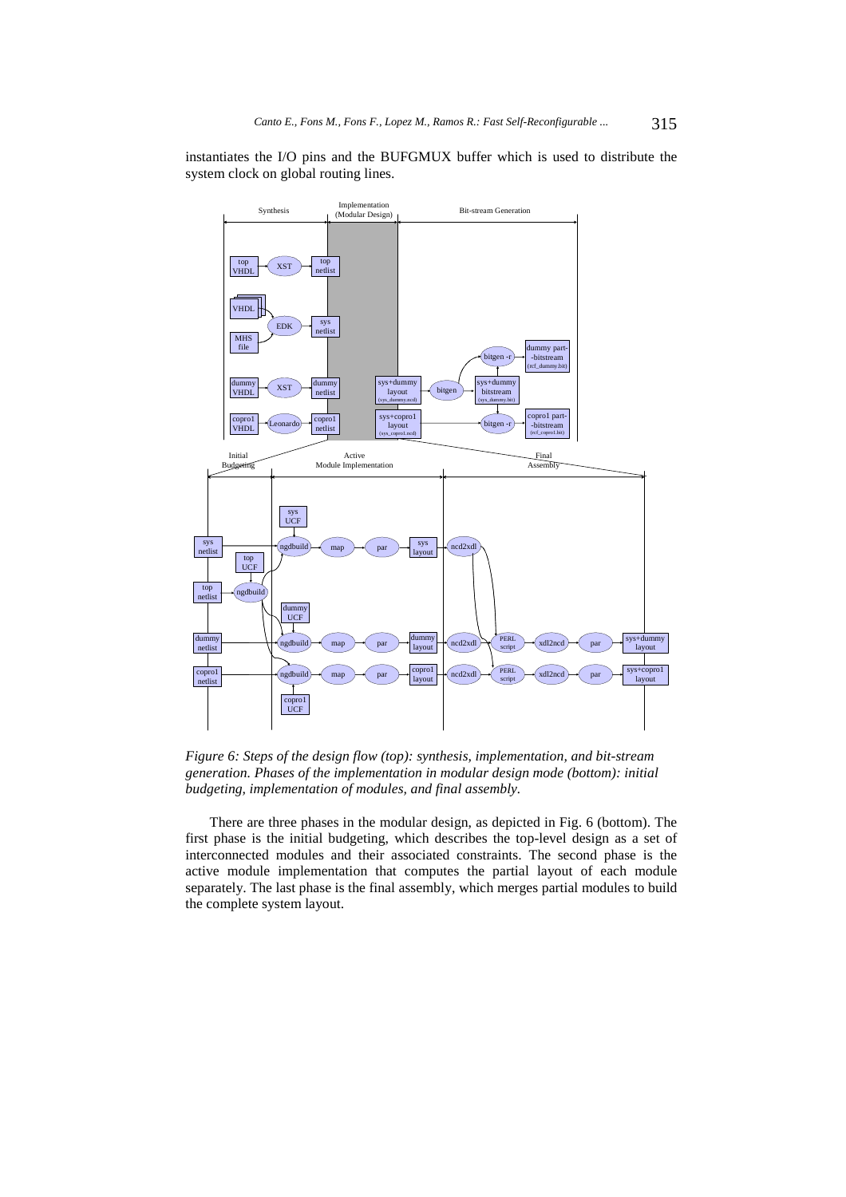instantiates the I/O pins and the BUFGMUX buffer which is used to distribute the system clock on global routing lines.

*Figure 6: Steps of the design flow (top): synthesis, implementation, and bit-stream generation. Phases of the implementation in modular design mode (bottom): initial budgeting, implementation of modules, and final assembly.*

There are three phases in the modular design, as depicted in Fig. 6 (bottom). The first phase is the initial budgeting, which describes the top-level design as a set of interconnected modules and their associated constraints. The second phase is the active module implementation that computes the partial layout of each module separately. The last phase is the final assembly, which merges partial modules to build the complete system layout.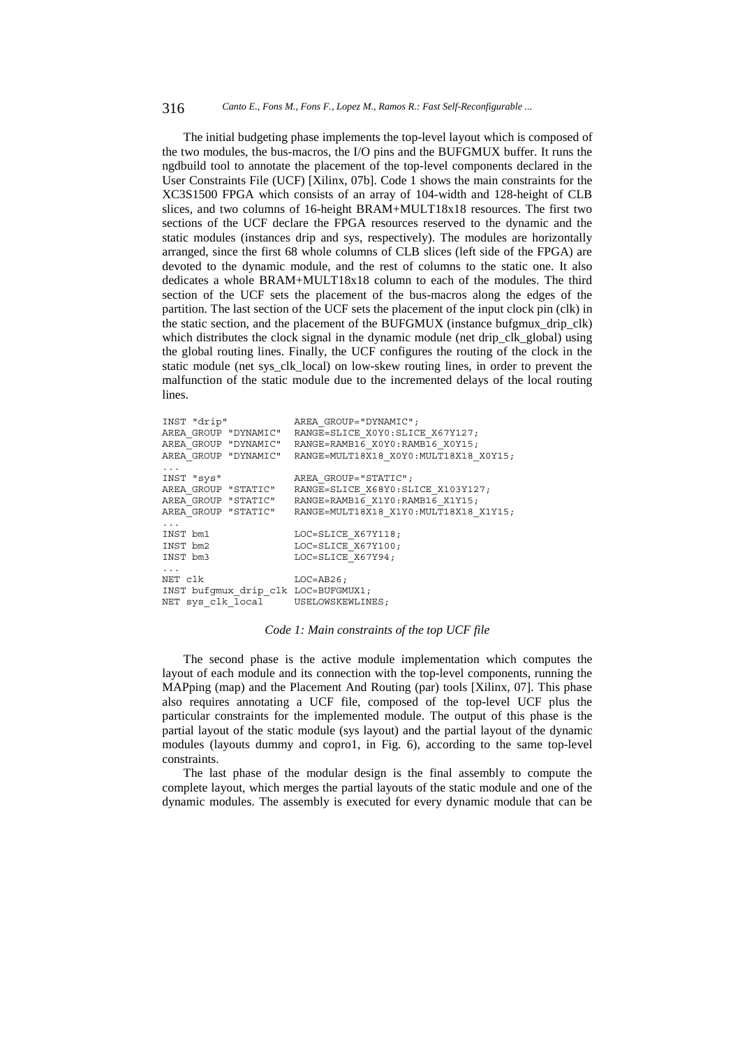The initial budgeting phase implements the top-level layout which is composed of the two modules, the bus-macros, the I/O pins and the BUFGMUX buffer. It runs the ngdbuild tool to annotate the placement of the top-level components declared in the User Constraints File (UCF) [Xilinx, 07b]. Code 1 shows the main constraints for the XC3S1500 FPGA which consists of an array of 104-width and 128-height of CLB slices, and two columns of 16-height BRAM+MULT18x18 resources. The first two sections of the UCF declare the FPGA resources reserved to the dynamic and the static modules (instances drip and sys, respectively). The modules are horizontally arranged, since the first 68 whole columns of CLB slices (left side of the FPGA) are devoted to the dynamic module, and the rest of columns to the static one. It also dedicates a whole BRAM+MULT18x18 column to each of the modules. The third section of the UCF sets the placement of the bus-macros along the edges of the partition. The last section of the UCF sets the placement of the input clock pin (clk) in the static section, and the placement of the BUFGMUX (instance bufgmux_drip_clk) which distributes the clock signal in the dynamic module (net drip_clk_global) using the global routing lines. Finally, the UCF configures the routing of the clock in the static module (net sys_clk_local) on low-skew routing lines, in order to prevent the malfunction of the static module due to the incremented delays of the local routing lines.

```
INST "drip"            AREA_GROUP="DYNAMIC";
AREA_GROUP "DYNAMIC"   RANGE=SLICE_X0Y0:SLICE_X67Y127;
AREA_GROUP "DYNAMIC"   RANGE=RAMB16_X0Y0:RAMB16_X0Y15;
AREA_GROUP "DYNAMIC"   RANGE=MULT18X18_X0Y0:MULT18X18_X0Y15;
...
INST "sys"             AREA_GROUP="STATIC";
AREA_GROUP "STATIC"    RANGE=SLICE_X68Y0:SLICE_X103Y127;
AREA_GROUP "STATIC"    RANGE=RAMB16_X1Y0:RAMB16_X1Y15;
AREA_GROUP "STATIC"    RANGE=MULT18X18_X1Y0:MULT18X18_X1Y15;
...
INST bm1               LOC=SLICE_X67Y118;
INST bm2               LOC=SLICE_X67Y100;
INST bm3               LOC=SLICE_X67Y94;
...
NET clk                LOC=AB26;
INST bufgmux_drip_clk  LOC=BUFGMUX1;
NET sys_clk_local      USELOWSKEWLINES;
```

*Code 1: Main constraints of the top UCF file*

The second phase is the active module implementation which computes the layout of each module and its connection with the top-level components, running the MAPping (map) and the Placement And Routing (par) tools [Xilinx, 07]. This phase also requires annotating a UCF file, composed of the top-level UCF plus the particular constraints for the implemented module. The output of this phase is the partial layout of the static module (sys layout) and the partial layout of the dynamic modules (layouts dummy and copro1, in Fig. 6), according to the same top-level constraints.

The last phase of the modular design is the final assembly to compute the complete layout, which merges the partial layouts of the static module and one of the dynamic modules. The assembly is executed for every dynamic module that can be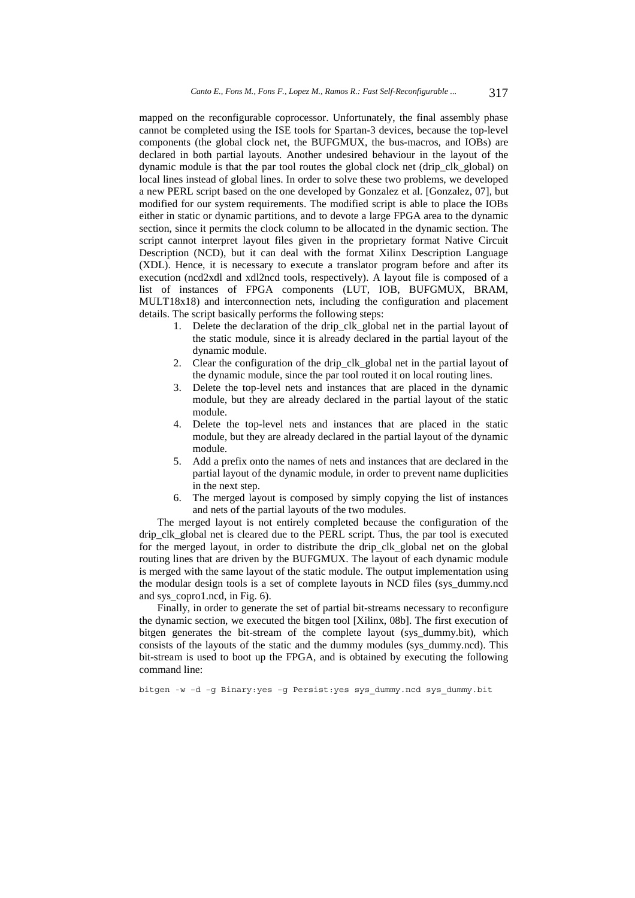mapped on the reconfigurable coprocessor. Unfortunately, the final assembly phase cannot be completed using the ISE tools for Spartan-3 devices, because the top-level components (the global clock net, the BUFGMUX, the bus-macros, and IOBs) are declared in both partial layouts. Another undesired behaviour in the layout of the dynamic module is that the par tool routes the global clock net (drip_clk_global) on local lines instead of global lines. In order to solve these two problems, we developed a new PERL script based on the one developed by Gonzalez et al. [Gonzalez, 07], but modified for our system requirements. The modified script is able to place the IOBs either in static or dynamic partitions, and to devote a large FPGA area to the dynamic section, since it permits the clock column to be allocated in the dynamic section. The script cannot interpret layout files given in the proprietary format Native Circuit Description (NCD), but it can deal with the format Xilinx Description Language (XDL). Hence, it is necessary to execute a translator program before and after its execution (ncd2xdl and xdl2ncd tools, respectively). A layout file is composed of a list of instances of FPGA components (LUT, IOB, BUFGMUX, BRAM, MULT18x18) and interconnection nets, including the configuration and placement details. The script basically performs the following steps:

1. Delete the declaration of the drip_clk_global net in the partial layout of the static module, since it is already declared in the partial layout of the dynamic module.
2. Clear the configuration of the drip_clk_global net in the partial layout of the dynamic module, since the par tool routed it on local routing lines.
3. Delete the top-level nets and instances that are placed in the dynamic module, but they are already declared in the partial layout of the static module.
4. Delete the top-level nets and instances that are placed in the static module, but they are already declared in the partial layout of the dynamic module.
5. Add a prefix onto the names of nets and instances that are declared in the partial layout of the dynamic module, in order to prevent name duplicities in the next step.
6. The merged layout is composed by simply copying the list of instances and nets of the partial layouts of the two modules.

The merged layout is not entirely completed because the configuration of the drip_clk_global net is cleared due to the PERL script. Thus, the par tool is executed for the merged layout, in order to distribute the drip_clk_global net on the global routing lines that are driven by the BUFGMUX. The layout of each dynamic module is merged with the same layout of the static module. The output implementation using the modular design tools is a set of complete layouts in NCD files (sys_dummy.ncd and sys_copro1.ncd, in Fig. 6).

Finally, in order to generate the set of partial bit-streams necessary to reconfigure the dynamic section, we executed the bitgen tool [Xilinx, 08b]. The first execution of bitgen generates the bit-stream of the complete layout (sys_dummy.bit), which consists of the layouts of the static and the dummy modules (sys_dummy.ncd). This bit-stream is used to boot up the FPGA, and is obtained by executing the following command line:

```
bitgen -w –d –g Binary:yes –g Persist:yes sys_dummy.ncd sys_dummy.bit
```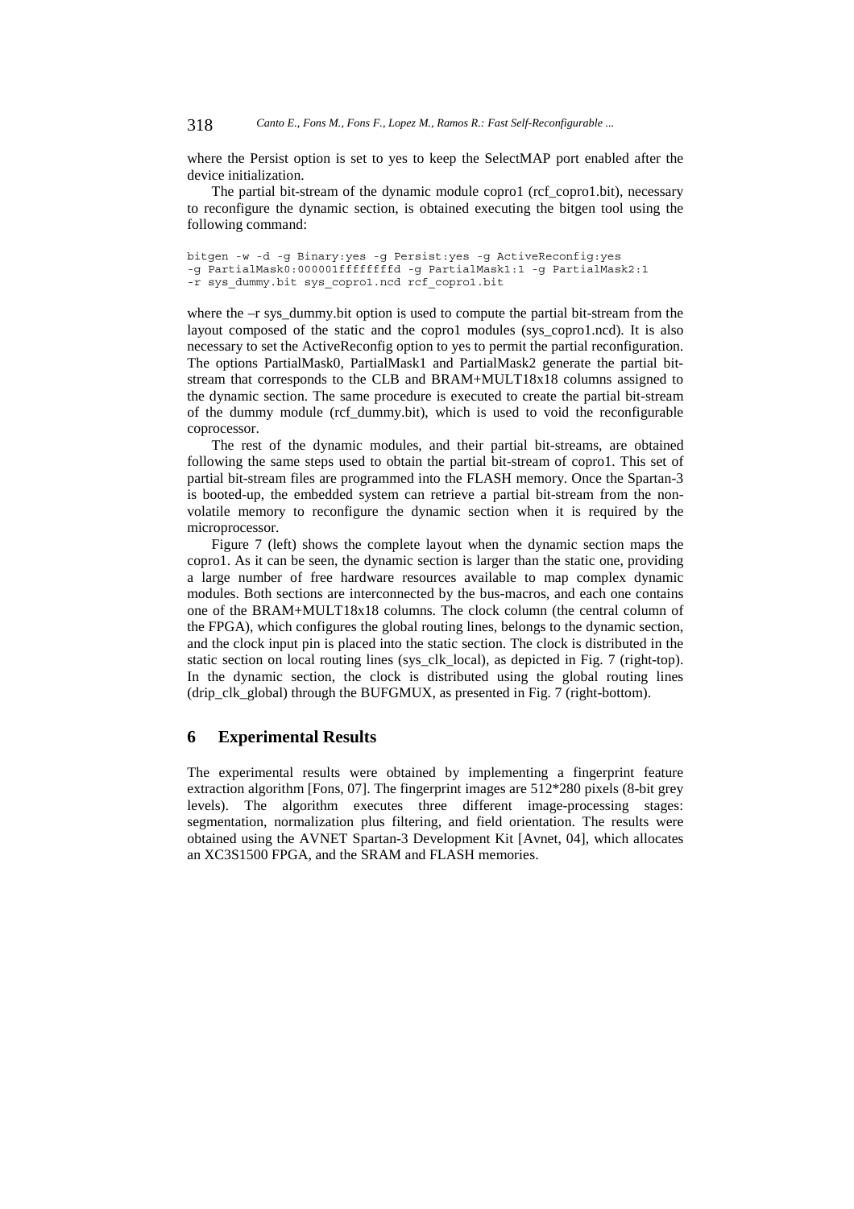where the Persist option is set to yes to keep the SelectMAP port enabled after the device initialization.

The partial bit-stream of the dynamic module copro1 (rcf_copro1.bit), necessary to reconfigure the dynamic section, is obtained executing the bitgen tool using the following command:

```
bitgen -w -d -g Binary:yes -g Persist:yes -g ActiveReconfig:yes
-g PartialMask0:000001fffffffffd -g PartialMask1:1 -g PartialMask2:1
-r sys_dummy.bit sys_copro1.ncd rcf_copro1.bit
```

where the –r sys_dummy.bit option is used to compute the partial bit-stream from the layout composed of the static and the copro1 modules (sys_copro1.ncd). It is also necessary to set the ActiveReconfig option to yes to permit the partial reconfiguration. The options PartialMask0, PartialMask1 and PartialMask2 generate the partial bit-stream that corresponds to the CLB and BRAM+MULT18x18 columns assigned to the dynamic section. The same procedure is executed to create the partial bit-stream of the dummy module (rcf_dummy.bit), which is used to void the reconfigurable coprocessor.

The rest of the dynamic modules, and their partial bit-streams, are obtained following the same steps used to obtain the partial bit-stream of copro1. This set of partial bit-stream files are programmed into the FLASH memory. Once the Spartan-3 is booted-up, the embedded system can retrieve a partial bit-stream from the non-volatile memory to reconfigure the dynamic section when it is required by the microprocessor.

Figure 7 (left) shows the complete layout when the dynamic section maps the copro1. As it can be seen, the dynamic section is larger than the static one, providing a large number of free hardware resources available to map complex dynamic modules. Both sections are interconnected by the bus-macros, and each one contains one of the BRAM+MULT18x18 columns. The clock column (the central column of the FPGA), which configures the global routing lines, belongs to the dynamic section, and the clock input pin is placed into the static section. The clock is distributed in the static section on local routing lines (sys_clk_local), as depicted in Fig. 7 (right-top). In the dynamic section, the clock is distributed using the global routing lines (drip_clk_global) through the BUFGMUX, as presented in Fig. 7 (right-bottom).

## 6 Experimental Results

The experimental results were obtained by implementing a fingerprint feature extraction algorithm [Fons, 07]. The fingerprint images are 512*280 pixels (8-bit grey levels). The algorithm executes three different image-processing stages: segmentation, normalization plus filtering, and field orientation. The results were obtained using the AVNET Spartan-3 Development Kit [Avnet, 04], which allocates an XC3S1500 FPGA, and the SRAM and FLASH memories.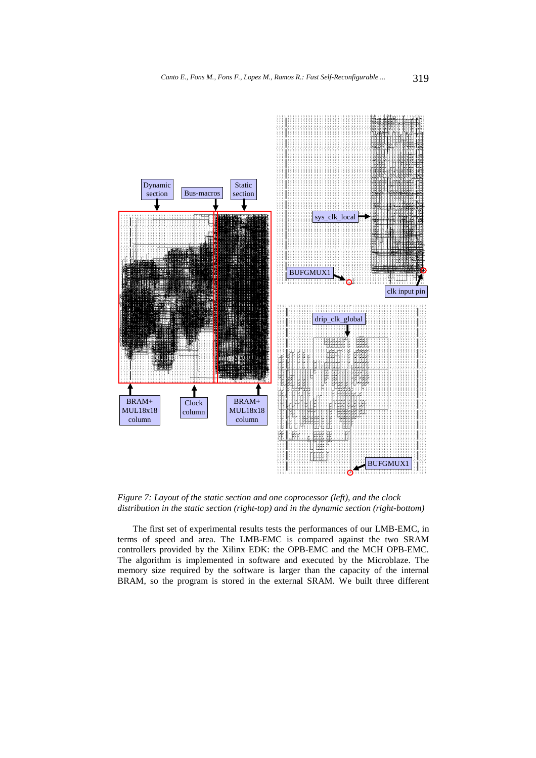*Figure 7: Layout of the static section and one coprocessor (left), and the clock distribution in the static section (right-top) and in the dynamic section (right-bottom)*

The first set of experimental results tests the performances of our LMB-EMC, in terms of speed and area. The LMB-EMC is compared against the two SRAM controllers provided by the Xilinx EDK: the OPB-EMC and the MCH OPB-EMC. The algorithm is implemented in software and executed by the Microblaze. The memory size required by the software is larger than the capacity of the internal BRAM, so the program is stored in the external SRAM. We built three different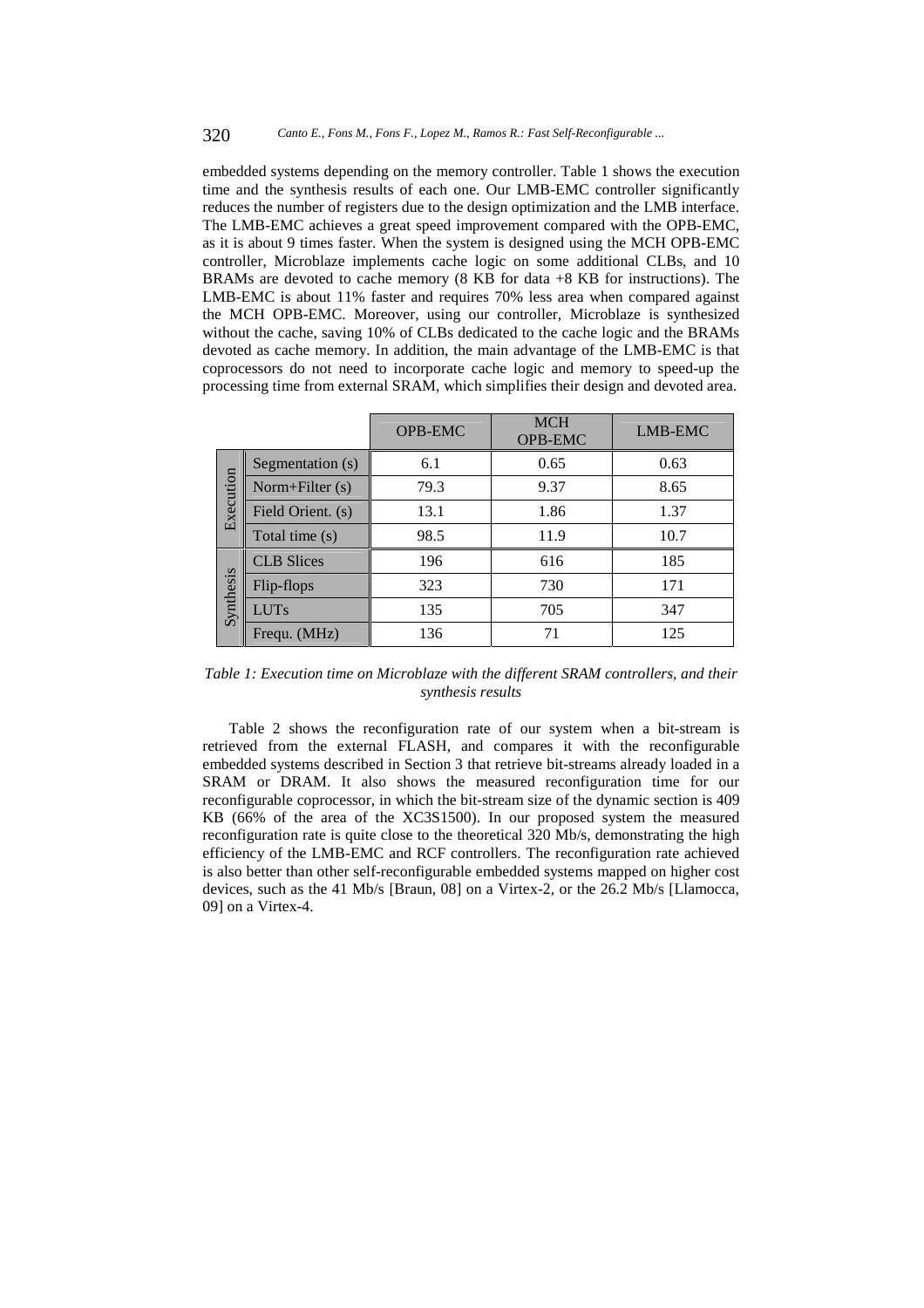embedded systems depending on the memory controller. Table 1 shows the execution time and the synthesis results of each one. Our LMB-EMC controller significantly reduces the number of registers due to the design optimization and the LMB interface. The LMB-EMC achieves a great speed improvement compared with the OPB-EMC, as it is about 9 times faster. When the system is designed using the MCH OPB-EMC controller, Microblaze implements cache logic on some additional CLBs, and 10 BRAMs are devoted to cache memory (8 KB for data +8 KB for instructions). The LMB-EMC is about 11% faster and requires 70% less area when compared against the MCH OPB-EMC. Moreover, using our controller, Microblaze is synthesized without the cache, saving 10% of CLBs dedicated to the cache logic and the BRAMs devoted as cache memory. In addition, the main advantage of the LMB-EMC is that coprocessors do not need to incorporate cache logic and memory to speed-up the processing time from external SRAM, which simplifies their design and devoted area.

| | | OPB-EMC | MCH OPB-EMC | LMB-EMC |
|---|---|---|---|---|
| Execution | Segmentation (s) | 6.1 | 0.65 | 0.63 |
| | Norm+Filter (s) | 79.3 | 9.37 | 8.65 |
| | Field Orient. (s) | 13.1 | 1.86 | 1.37 |
| | Total time (s) | 98.5 | 11.9 | 10.7 |
| Synthesis | CLB Slices | 196 | 616 | 185 |
| | Flip-flops | 323 | 730 | 171 |
| | LUTs | 135 | 705 | 347 |
| | Frequ. (MHz) | 136 | 71 | 125 |

*Table 1: Execution time on Microblaze with the different SRAM controllers, and their synthesis results*

Table 2 shows the reconfiguration rate of our system when a bit-stream is retrieved from the external FLASH, and compares it with the reconfigurable embedded systems described in Section 3 that retrieve bit-streams already loaded in a SRAM or DRAM. It also shows the measured reconfiguration time for our reconfigurable coprocessor, in which the bit-stream size of the dynamic section is 409 KB (66% of the area of the XC3S1500). In our proposed system the measured reconfiguration rate is quite close to the theoretical 320 Mb/s, demonstrating the high efficiency of the LMB-EMC and RCF controllers. The reconfiguration rate achieved is also better than other self-reconfigurable embedded systems mapped on higher cost devices, such as the 41 Mb/s [Braun, 08] on a Virtex-2, or the 26.2 Mb/s [Llamocca, 09] on a Virtex-4.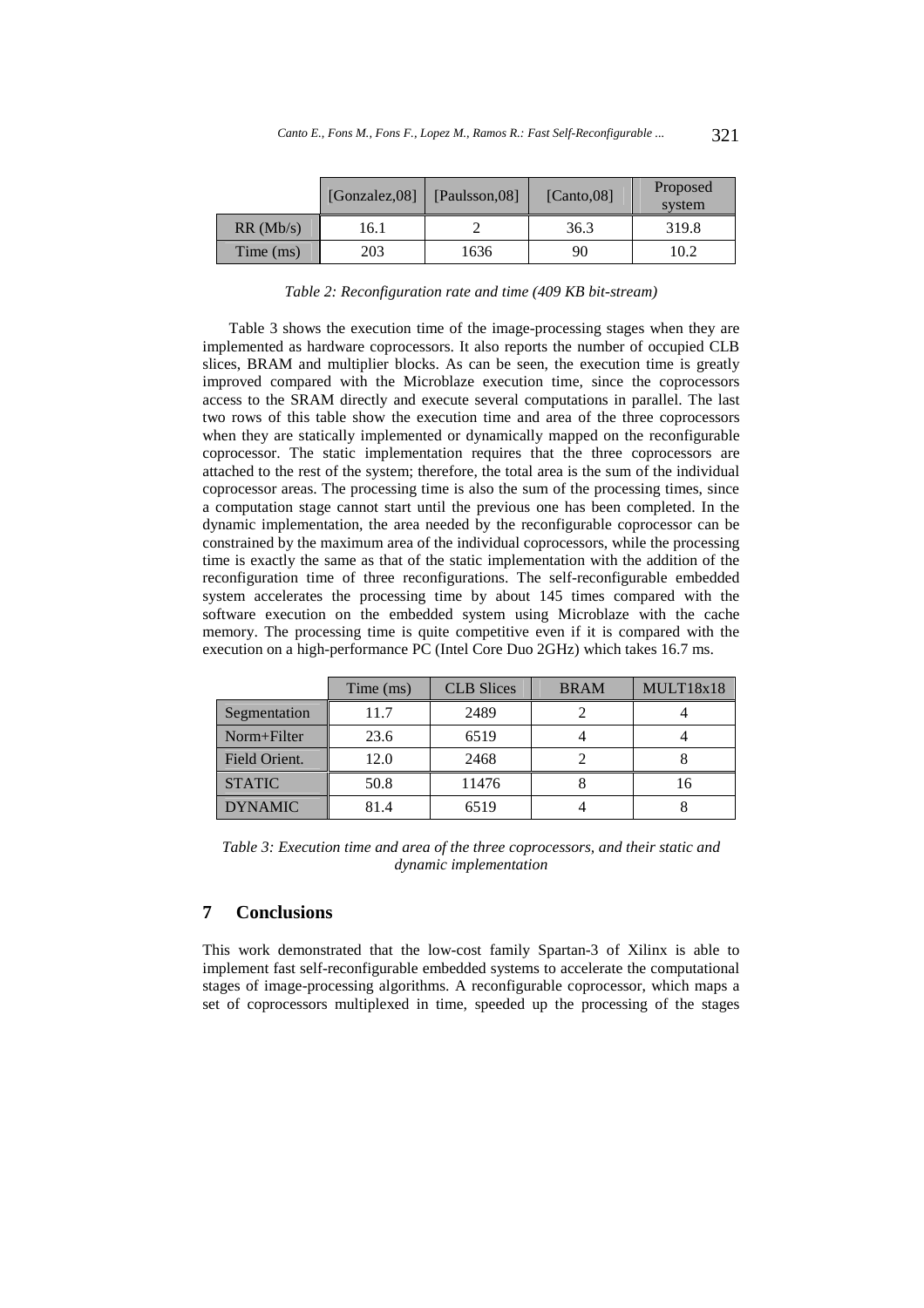| | [Gonzalez,08] | [Paulsson,08] | [Canto,08] | Proposed system |
|---|---|---|---|---|
| RR (Mb/s) | 16.1 | 2 | 36.3 | 319.8 |
| Time (ms) | 203 | 1636 | 90 | 10.2 |

*Table 2: Reconfiguration rate and time (409 KB bit-stream)*

Table 3 shows the execution time of the image-processing stages when they are implemented as hardware coprocessors. It also reports the number of occupied CLB slices, BRAM and multiplier blocks. As can be seen, the execution time is greatly improved compared with the Microblaze execution time, since the coprocessors access to the SRAM directly and execute several computations in parallel. The last two rows of this table show the execution time and area of the three coprocessors when they are statically implemented or dynamically mapped on the reconfigurable coprocessor. The static implementation requires that the three coprocessors are attached to the rest of the system; therefore, the total area is the sum of the individual coprocessor areas. The processing time is also the sum of the processing times, since a computation stage cannot start until the previous one has been completed. In the dynamic implementation, the area needed by the reconfigurable coprocessor can be constrained by the maximum area of the individual coprocessors, while the processing time is exactly the same as that of the static implementation with the addition of the reconfiguration time of three reconfigurations. The self-reconfigurable embedded system accelerates the processing time by about 145 times compared with the software execution on the embedded system using Microblaze with the cache memory. The processing time is quite competitive even if it is compared with the execution on a high-performance PC (Intel Core Duo 2GHz) which takes 16.7 ms.

| | Time (ms) | CLB Slices | BRAM | MULT18x18 |
|---|---|---|---|---|
| Segmentation | 11.7 | 2489 | 2 | 4 |
| Norm+Filter | 23.6 | 6519 | 4 | 4 |
| Field Orient. | 12.0 | 2468 | 2 | 8 |
| STATIC | 50.8 | 11476 | 8 | 16 |
| DYNAMIC | 81.4 | 6519 | 4 | 8 |

*Table 3: Execution time and area of the three coprocessors, and their static and dynamic implementation*

## 7 Conclusions

This work demonstrated that the low-cost family Spartan-3 of Xilinx is able to implement fast self-reconfigurable embedded systems to accelerate the computational stages of image-processing algorithms. A reconfigurable coprocessor, which maps a set of coprocessors multiplexed in time, speeded up the processing of the stages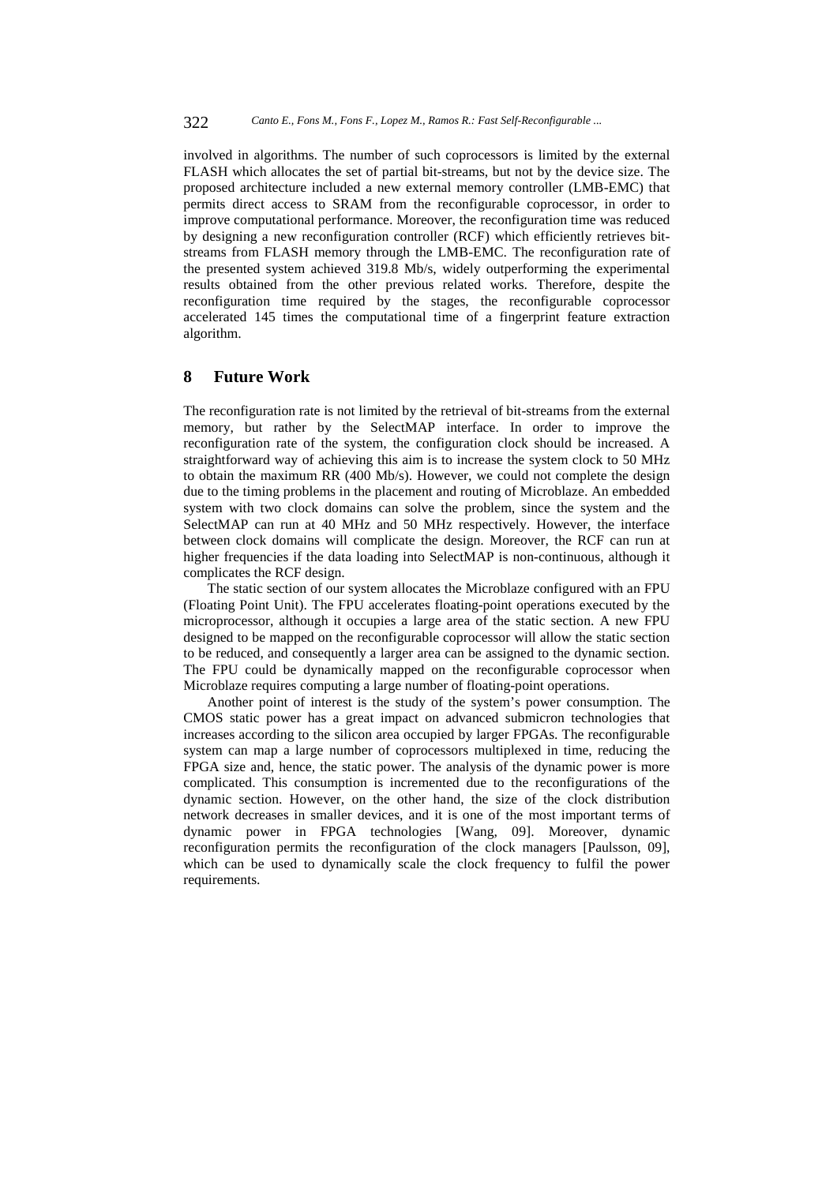involved in algorithms. The number of such coprocessors is limited by the external FLASH which allocates the set of partial bit-streams, but not by the device size. The proposed architecture included a new external memory controller (LMB-EMC) that permits direct access to SRAM from the reconfigurable coprocessor, in order to improve computational performance. Moreover, the reconfiguration time was reduced by designing a new reconfiguration controller (RCF) which efficiently retrieves bit-streams from FLASH memory through the LMB-EMC. The reconfiguration rate of the presented system achieved 319.8 Mb/s, widely outperforming the experimental results obtained from the other previous related works. Therefore, despite the reconfiguration time required by the stages, the reconfigurable coprocessor accelerated 145 times the computational time of a fingerprint feature extraction algorithm.

## 8 Future Work

The reconfiguration rate is not limited by the retrieval of bit-streams from the external memory, but rather by the SelectMAP interface. In order to improve the reconfiguration rate of the system, the configuration clock should be increased. A straightforward way of achieving this aim is to increase the system clock to 50 MHz to obtain the maximum RR (400 Mb/s). However, we could not complete the design due to the timing problems in the placement and routing of Microblaze. An embedded system with two clock domains can solve the problem, since the system and the SelectMAP can run at 40 MHz and 50 MHz respectively. However, the interface between clock domains will complicate the design. Moreover, the RCF can run at higher frequencies if the data loading into SelectMAP is non-continuous, although it complicates the RCF design.

The static section of our system allocates the Microblaze configured with an FPU (Floating Point Unit). The FPU accelerates floating-point operations executed by the microprocessor, although it occupies a large area of the static section. A new FPU designed to be mapped on the reconfigurable coprocessor will allow the static section to be reduced, and consequently a larger area can be assigned to the dynamic section. The FPU could be dynamically mapped on the reconfigurable coprocessor when Microblaze requires computing a large number of floating-point operations.

Another point of interest is the study of the system's power consumption. The CMOS static power has a great impact on advanced submicron technologies that increases according to the silicon area occupied by larger FPGAs. The reconfigurable system can map a large number of coprocessors multiplexed in time, reducing the FPGA size and, hence, the static power. The analysis of the dynamic power is more complicated. This consumption is incremented due to the reconfigurations of the dynamic section. However, on the other hand, the size of the clock distribution network decreases in smaller devices, and it is one of the most important terms of dynamic power in FPGA technologies [Wang, 09]. Moreover, dynamic reconfiguration permits the reconfiguration of the clock managers [Paulsson, 09], which can be used to dynamically scale the clock frequency to fulfil the power requirements.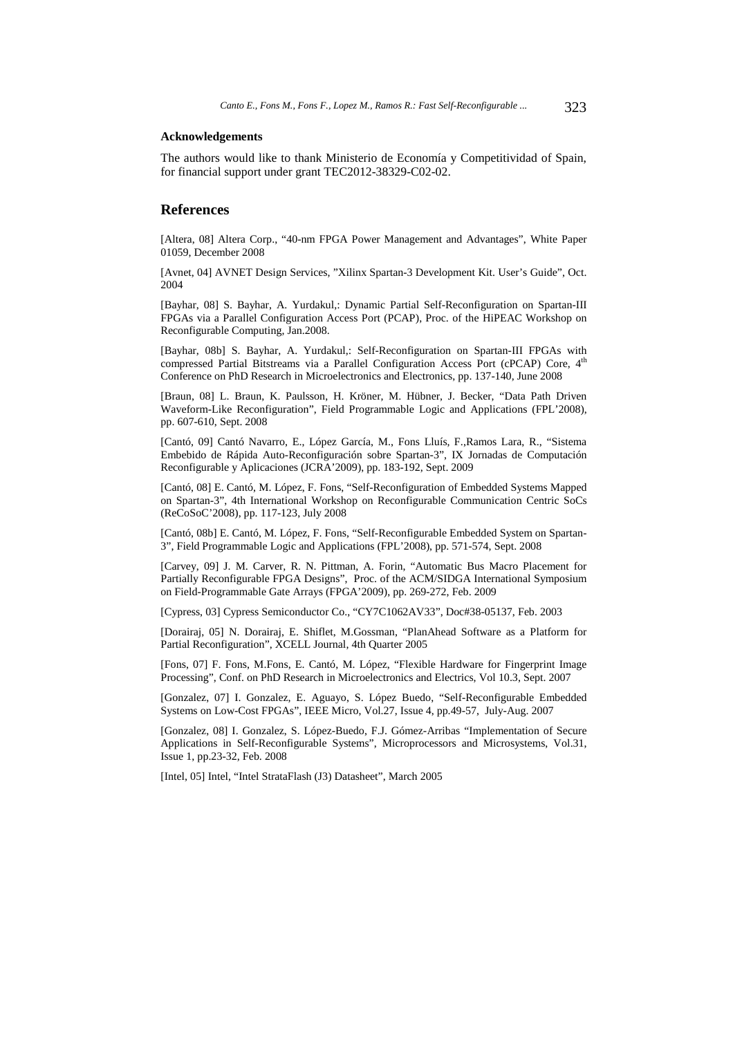### Acknowledgements

The authors would like to thank Ministerio de Economía y Competitividad of Spain, for financial support under grant TEC2012-38329-C02-02.

## References

[Altera, 08] Altera Corp., "40-nm FPGA Power Management and Advantages", White Paper 01059, December 2008

[Avnet, 04] AVNET Design Services, "Xilinx Spartan-3 Development Kit. User's Guide", Oct. 2004

[Bayhar, 08] S. Bayhar, A. Yurdakul,: Dynamic Partial Self-Reconfiguration on Spartan-III FPGAs via a Parallel Configuration Access Port (PCAP), Proc. of the HiPEAC Workshop on Reconfigurable Computing, Jan.2008.

[Bayhar, 08b] S. Bayhar, A. Yurdakul,: Self-Reconfiguration on Spartan-III FPGAs with compressed Partial Bitstreams via a Parallel Configuration Access Port (cPCAP) Core, 4th Conference on PhD Research in Microelectronics and Electronics, pp. 137-140, June 2008

[Braun, 08] L. Braun, K. Paulsson, H. Kröner, M. Hübner, J. Becker, "Data Path Driven Waveform-Like Reconfiguration", Field Programmable Logic and Applications (FPL'2008), pp. 607-610, Sept. 2008

[Cantó, 09] Cantó Navarro, E., López García, M., Fons Lluís, F.,Ramos Lara, R., "Sistema Embebido de Rápida Auto-Reconfiguración sobre Spartan-3", IX Jornadas de Computación Reconfigurable y Aplicaciones (JCRA'2009), pp. 183-192, Sept. 2009

[Cantó, 08] E. Cantó, M. López, F. Fons, "Self-Reconfiguration of Embedded Systems Mapped on Spartan-3", 4th International Workshop on Reconfigurable Communication Centric SoCs (ReCoSoC'2008), pp. 117-123, July 2008

[Cantó, 08b] E. Cantó, M. López, F. Fons, "Self-Reconfigurable Embedded System on Spartan-3", Field Programmable Logic and Applications (FPL'2008), pp. 571-574, Sept. 2008

[Carvey, 09] J. M. Carver, R. N. Pittman, A. Forin, "Automatic Bus Macro Placement for Partially Reconfigurable FPGA Designs", Proc. of the ACM/SIDGA International Symposium on Field-Programmable Gate Arrays (FPGA'2009), pp. 269-272, Feb. 2009

[Cypress, 03] Cypress Semiconductor Co., "CY7C1062AV33", Doc#38-05137, Feb. 2003

[Dorairaj, 05] N. Dorairaj, E. Shiflet, M.Gossman, "PlanAhead Software as a Platform for Partial Reconfiguration", XCELL Journal, 4th Quarter 2005

[Fons, 07] F. Fons, M.Fons, E. Cantó, M. López, "Flexible Hardware for Fingerprint Image Processing", Conf. on PhD Research in Microelectronics and Electrics, Vol 10.3, Sept. 2007

[Gonzalez, 07] I. Gonzalez, E. Aguayo, S. López Buedo, "Self-Reconfigurable Embedded Systems on Low-Cost FPGAs", IEEE Micro, Vol.27, Issue 4, pp.49-57, July-Aug. 2007

[Gonzalez, 08] I. Gonzalez, S. López-Buedo, F.J. Gómez-Arribas "Implementation of Secure Applications in Self-Reconfigurable Systems", Microprocessors and Microsystems, Vol.31, Issue 1, pp.23-32, Feb. 2008

[Intel, 05] Intel, "Intel StrataFlash (J3) Datasheet", March 2005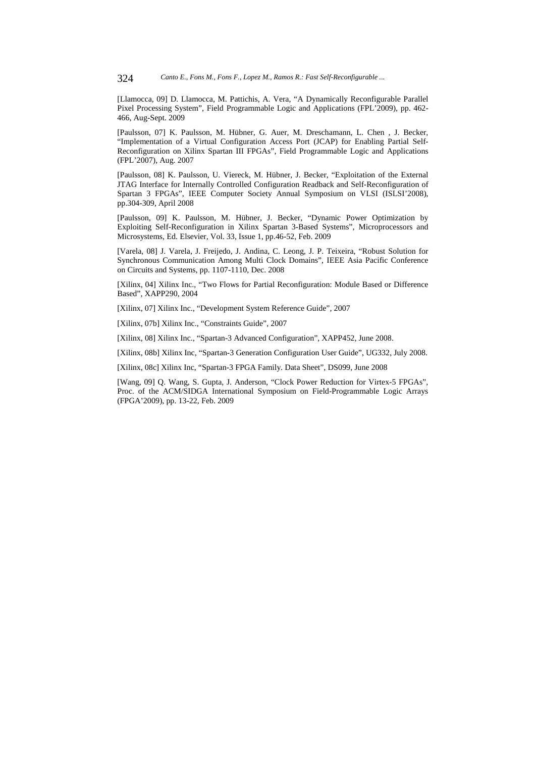[Llamocca, 09] D. Llamocca, M. Pattichis, A. Vera, "A Dynamically Reconfigurable Parallel Pixel Processing System", Field Programmable Logic and Applications (FPL'2009), pp. 462-466, Aug-Sept. 2009

[Paulsson, 07] K. Paulsson, M. Hübner, G. Auer, M. Dreschamann, L. Chen , J. Becker, "Implementation of a Virtual Configuration Access Port (JCAP) for Enabling Partial Self-Reconfiguration on Xilinx Spartan III FPGAs", Field Programmable Logic and Applications (FPL'2007), Aug. 2007

[Paulsson, 08] K. Paulsson, U. Viereck, M. Hübner, J. Becker, "Exploitation of the External JTAG Interface for Internally Controlled Configuration Readback and Self-Reconfiguration of Spartan 3 FPGAs", IEEE Computer Society Annual Symposium on VLSI (ISLSI'2008), pp.304-309, April 2008

[Paulsson, 09] K. Paulsson, M. Hübner, J. Becker, "Dynamic Power Optimization by Exploiting Self-Reconfiguration in Xilinx Spartan 3-Based Systems", Microprocessors and Microsystems, Ed. Elsevier, Vol. 33, Issue 1, pp.46-52, Feb. 2009

[Varela, 08] J. Varela, J. Freijedo, J. Andina, C. Leong, J. P. Teixeira, "Robust Solution for Synchronous Communication Among Multi Clock Domains", IEEE Asia Pacific Conference on Circuits and Systems, pp. 1107-1110, Dec. 2008

[Xilinx, 04] Xilinx Inc., "Two Flows for Partial Reconfiguration: Module Based or Difference Based", XAPP290, 2004

[Xilinx, 07] Xilinx Inc., "Development System Reference Guide", 2007

[Xilinx, 07b] Xilinx Inc., "Constraints Guide", 2007

[Xilinx, 08] Xilinx Inc., "Spartan-3 Advanced Configuration", XAPP452, June 2008.

[Xilinx, 08b] Xilinx Inc, "Spartan-3 Generation Configuration User Guide", UG332, July 2008.

[Xilinx, 08c] Xilinx Inc, "Spartan-3 FPGA Family. Data Sheet", DS099, June 2008

[Wang, 09] Q. Wang, S. Gupta, J. Anderson, "Clock Power Reduction for Virtex-5 FPGAs", Proc. of the ACM/SIDGA International Symposium on Field-Programmable Logic Arrays (FPGA'2009), pp. 13-22, Feb. 2009